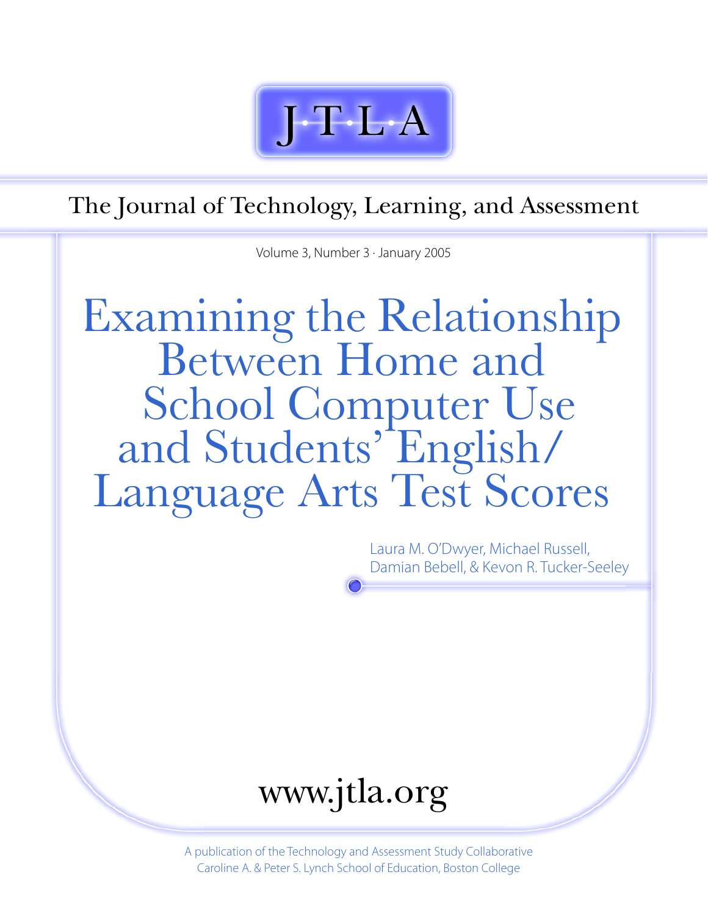J·T·L·A

The Journal of Technology, Learning, and Assessment

Volume 3, Number 3 · January 2005

# Examining the Relationship Between Home and School Computer Use and Students' English/Language Arts Test Scores

Laura M. O'Dwyer, Michael Russell, Damian Bebell, & Kevon R. Tucker-Seeley

www.jtla.org

A publication of the Technology and Assessment Study Collaborative
Caroline A. & Peter S. Lynch School of Education, Boston College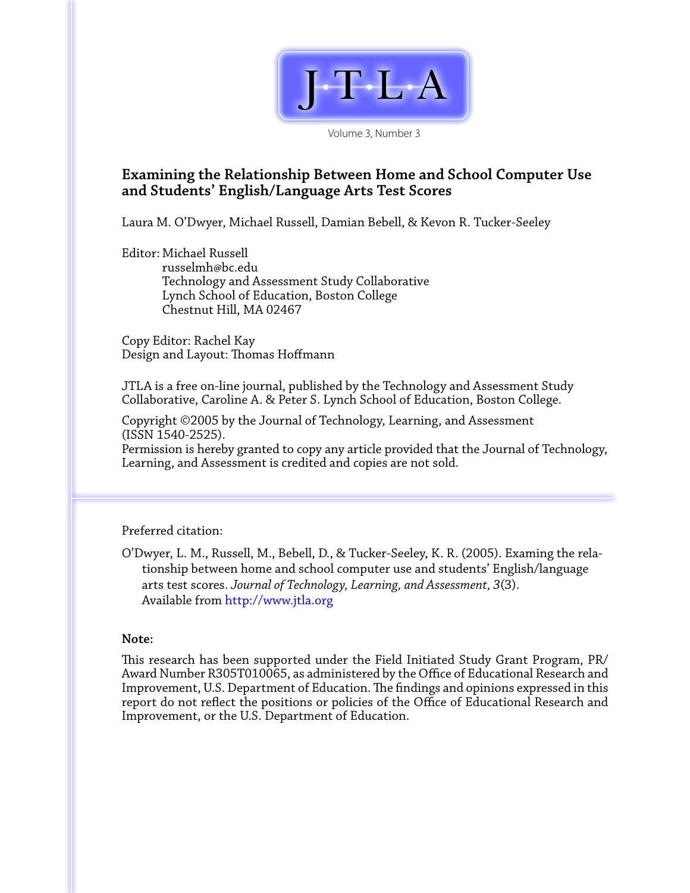# J·T·L·A

Volume 3, Number 3

## Examining the Relationship Between Home and School Computer Use and Students' English/Language Arts Test Scores

Laura M. O'Dwyer, Michael Russell, Damian Bebell, & Kevon R. Tucker-Seeley

Editor: Michael Russell
russelmh@bc.edu
Technology and Assessment Study Collaborative
Lynch School of Education, Boston College
Chestnut Hill, MA 02467

Copy Editor: Rachel Kay
Design and Layout: Thomas Hoffmann

JTLA is a free on-line journal, published by the Technology and Assessment Study Collaborative, Caroline A. & Peter S. Lynch School of Education, Boston College.

Copyright ©2005 by the Journal of Technology, Learning, and Assessment (ISSN 1540-2525).
Permission is hereby granted to copy any article provided that the Journal of Technology, Learning, and Assessment is credited and copies are not sold.

Preferred citation:

O'Dwyer, L. M., Russell, M., Bebell, D., & Tucker-Seeley, K. R. (2005). Examing the relationship between home and school computer use and students' English/language arts test scores. *Journal of Technology, Learning, and Assessment, 3*(3). Available from http://www.jtla.org

**Note:**

This research has been supported under the Field Initiated Study Grant Program, PR/Award Number R305T010065, as administered by the Office of Educational Research and Improvement, U.S. Department of Education. The findings and opinions expressed in this report do not reflect the positions or policies of the Office of Educational Research and Improvement, or the U.S. Department of Education.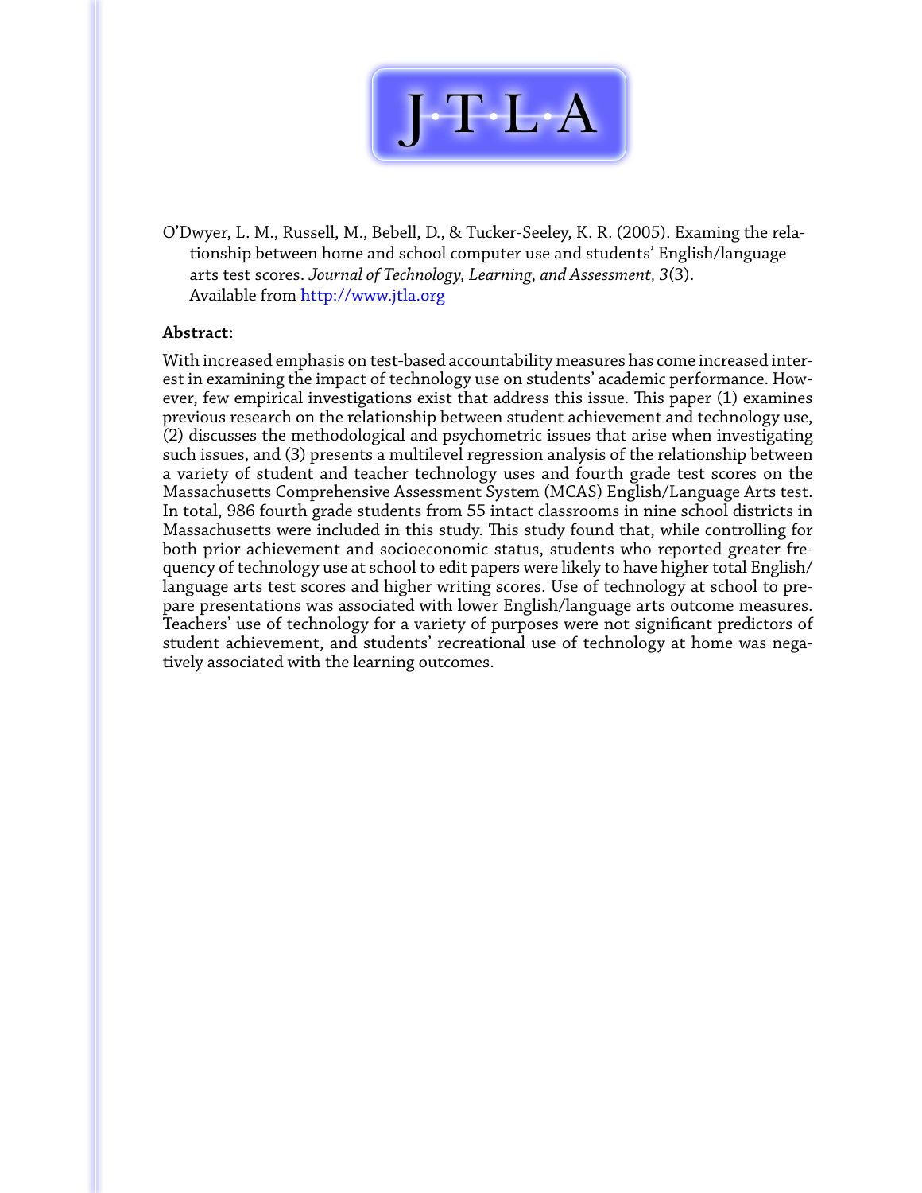O'Dwyer, L. M., Russell, M., Bebell, D., & Tucker-Seeley, K. R. (2005). Examing the relationship between home and school computer use and students' English/language arts test scores. *Journal of Technology, Learning, and Assessment, 3*(3). Available from http://www.jtla.org

**Abstract:**

With increased emphasis on test-based accountability measures has come increased interest in examining the impact of technology use on students' academic performance. However, few empirical investigations exist that address this issue. This paper (1) examines previous research on the relationship between student achievement and technology use, (2) discusses the methodological and psychometric issues that arise when investigating such issues, and (3) presents a multilevel regression analysis of the relationship between a variety of student and teacher technology uses and fourth grade test scores on the Massachusetts Comprehensive Assessment System (MCAS) English/Language Arts test. In total, 986 fourth grade students from 55 intact classrooms in nine school districts in Massachusetts were included in this study. This study found that, while controlling for both prior achievement and socioeconomic status, students who reported greater frequency of technology use at school to edit papers were likely to have higher total English/language arts test scores and higher writing scores. Use of technology at school to prepare presentations was associated with lower English/language arts outcome measures. Teachers' use of technology for a variety of purposes were not significant predictors of student achievement, and students' recreational use of technology at home was negatively associated with the learning outcomes.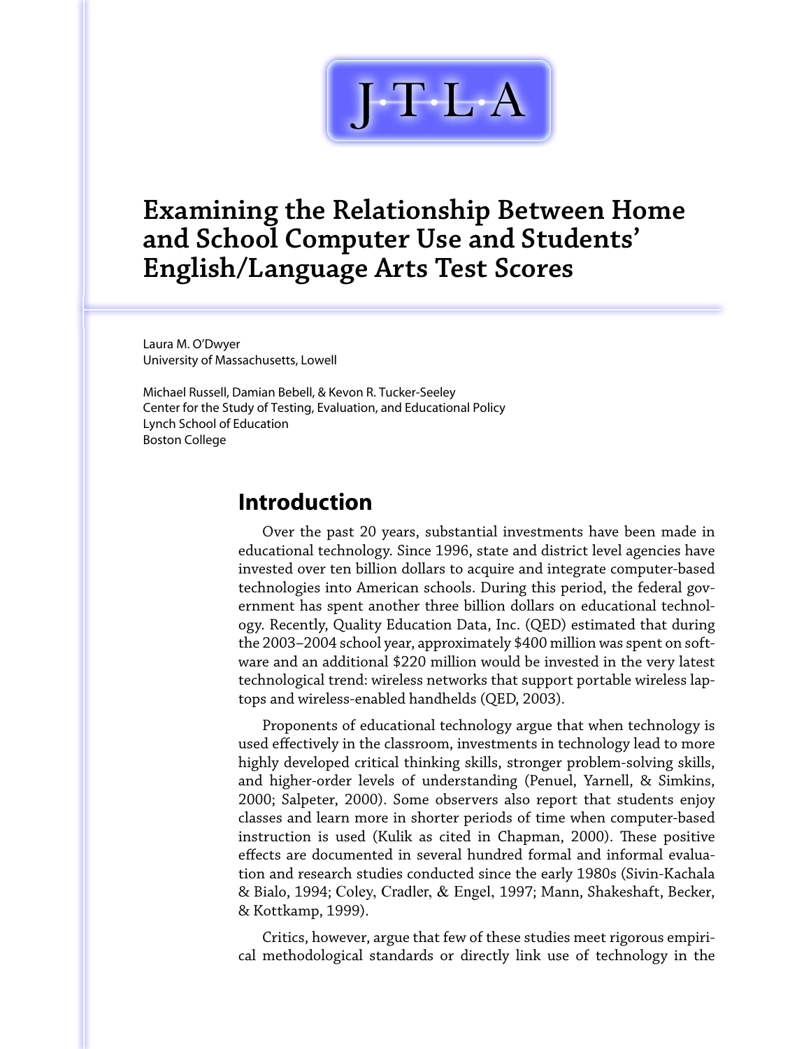J·T·L·A

# Examining the Relationship Between Home and School Computer Use and Students' English/Language Arts Test Scores

Laura M. O'Dwyer
University of Massachusetts, Lowell

Michael Russell, Damian Bebell, & Kevon R. Tucker-Seeley
Center for the Study of Testing, Evaluation, and Educational Policy
Lynch School of Education
Boston College

## Introduction

Over the past 20 years, substantial investments have been made in educational technology. Since 1996, state and district level agencies have invested over ten billion dollars to acquire and integrate computer-based technologies into American schools. During this period, the federal government has spent another three billion dollars on educational technology. Recently, Quality Education Data, Inc. (QED) estimated that during the 2003–2004 school year, approximately $400 million was spent on software and an additional $220 million would be invested in the very latest technological trend: wireless networks that support portable wireless laptops and wireless-enabled handhelds (QED, 2003).

Proponents of educational technology argue that when technology is used effectively in the classroom, investments in technology lead to more highly developed critical thinking skills, stronger problem-solving skills, and higher-order levels of understanding (Penuel, Yarnell, & Simkins, 2000; Salpeter, 2000). Some observers also report that students enjoy classes and learn more in shorter periods of time when computer-based instruction is used (Kulik as cited in Chapman, 2000). These positive effects are documented in several hundred formal and informal evaluation and research studies conducted since the early 1980s (Sivin-Kachala & Bialo, 1994; Coley, Cradler, & Engel, 1997; Mann, Shakeshaft, Becker, & Kottkamp, 1999).

Critics, however, argue that few of these studies meet rigorous empirical methodological standards or directly link use of technology in the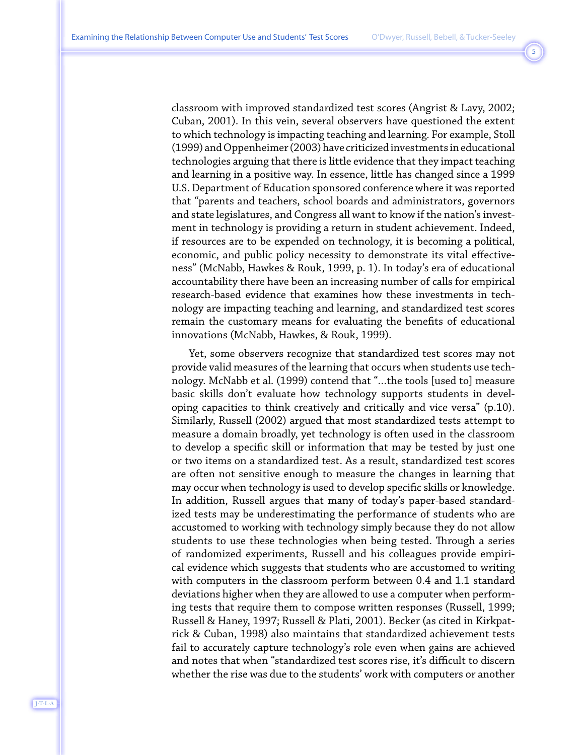classroom with improved standardized test scores (Angrist & Lavy, 2002; Cuban, 2001). In this vein, several observers have questioned the extent to which technology is impacting teaching and learning. For example, Stoll (1999) and Oppenheimer (2003) have criticized investments in educational technologies arguing that there is little evidence that they impact teaching and learning in a positive way. In essence, little has changed since a 1999 U.S. Department of Education sponsored conference where it was reported that "parents and teachers, school boards and administrators, governors and state legislatures, and Congress all want to know if the nation's investment in technology is providing a return in student achievement. Indeed, if resources are to be expended on technology, it is becoming a political, economic, and public policy necessity to demonstrate its vital effectiveness" (McNabb, Hawkes & Rouk, 1999, p. 1). In today's era of educational accountability there have been an increasing number of calls for empirical research-based evidence that examines how these investments in technology are impacting teaching and learning, and standardized test scores remain the customary means for evaluating the benefits of educational innovations (McNabb, Hawkes, & Rouk, 1999).

Yet, some observers recognize that standardized test scores may not provide valid measures of the learning that occurs when students use technology. McNabb et al. (1999) contend that "...the tools [used to] measure basic skills don't evaluate how technology supports students in developing capacities to think creatively and critically and vice versa" (p.10). Similarly, Russell (2002) argued that most standardized tests attempt to measure a domain broadly, yet technology is often used in the classroom to develop a specific skill or information that may be tested by just one or two items on a standardized test. As a result, standardized test scores are often not sensitive enough to measure the changes in learning that may occur when technology is used to develop specific skills or knowledge. In addition, Russell argues that many of today's paper-based standardized tests may be underestimating the performance of students who are accustomed to working with technology simply because they do not allow students to use these technologies when being tested. Through a series of randomized experiments, Russell and his colleagues provide empirical evidence which suggests that students who are accustomed to writing with computers in the classroom perform between 0.4 and 1.1 standard deviations higher when they are allowed to use a computer when performing tests that require them to compose written responses (Russell, 1999; Russell & Haney, 1997; Russell & Plati, 2001). Becker (as cited in Kirkpatrick & Cuban, 1998) also maintains that standardized achievement tests fail to accurately capture technology's role even when gains are achieved and notes that when "standardized test scores rise, it's difficult to discern whether the rise was due to the students' work with computers or another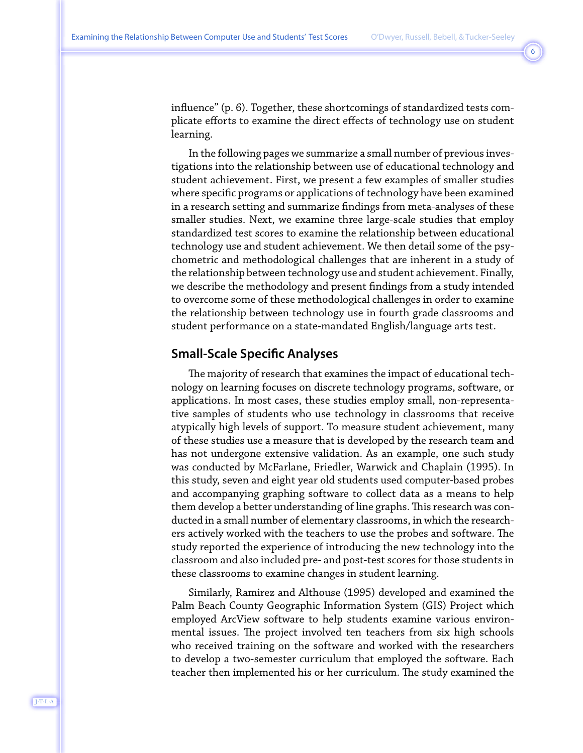influence" (p. 6). Together, these shortcomings of standardized tests complicate efforts to examine the direct effects of technology use on student learning.

In the following pages we summarize a small number of previous investigations into the relationship between use of educational technology and student achievement. First, we present a few examples of smaller studies where specific programs or applications of technology have been examined in a research setting and summarize findings from meta-analyses of these smaller studies. Next, we examine three large-scale studies that employ standardized test scores to examine the relationship between educational technology use and student achievement. We then detail some of the psychometric and methodological challenges that are inherent in a study of the relationship between technology use and student achievement. Finally, we describe the methodology and present findings from a study intended to overcome some of these methodological challenges in order to examine the relationship between technology use in fourth grade classrooms and student performance on a state-mandated English/language arts test.

## Small-Scale Specific Analyses

The majority of research that examines the impact of educational technology on learning focuses on discrete technology programs, software, or applications. In most cases, these studies employ small, non-representative samples of students who use technology in classrooms that receive atypically high levels of support. To measure student achievement, many of these studies use a measure that is developed by the research team and has not undergone extensive validation. As an example, one such study was conducted by McFarlane, Friedler, Warwick and Chaplain (1995). In this study, seven and eight year old students used computer-based probes and accompanying graphing software to collect data as a means to help them develop a better understanding of line graphs. This research was conducted in a small number of elementary classrooms, in which the researchers actively worked with the teachers to use the probes and software. The study reported the experience of introducing the new technology into the classroom and also included pre- and post-test scores for those students in these classrooms to examine changes in student learning.

Similarly, Ramirez and Althouse (1995) developed and examined the Palm Beach County Geographic Information System (GIS) Project which employed ArcView software to help students examine various environmental issues. The project involved ten teachers from six high schools who received training on the software and worked with the researchers to develop a two-semester curriculum that employed the software. Each teacher then implemented his or her curriculum. The study examined the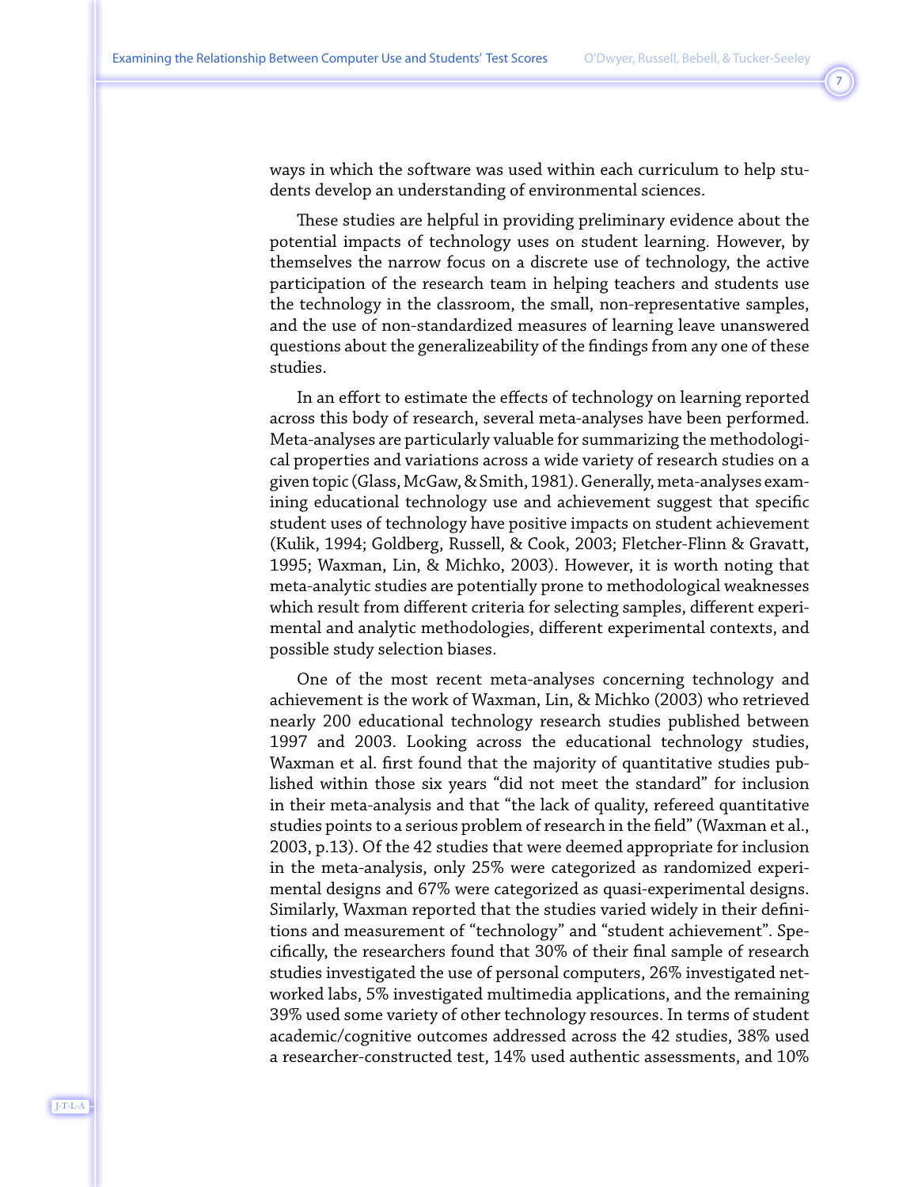ways in which the software was used within each curriculum to help students develop an understanding of environmental sciences.

These studies are helpful in providing preliminary evidence about the potential impacts of technology uses on student learning. However, by themselves the narrow focus on a discrete use of technology, the active participation of the research team in helping teachers and students use the technology in the classroom, the small, non-representative samples, and the use of non-standardized measures of learning leave unanswered questions about the generalizeability of the findings from any one of these studies.

In an effort to estimate the effects of technology on learning reported across this body of research, several meta-analyses have been performed. Meta-analyses are particularly valuable for summarizing the methodological properties and variations across a wide variety of research studies on a given topic (Glass, McGaw, & Smith, 1981). Generally, meta-analyses examining educational technology use and achievement suggest that specific student uses of technology have positive impacts on student achievement (Kulik, 1994; Goldberg, Russell, & Cook, 2003; Fletcher-Flinn & Gravatt, 1995; Waxman, Lin, & Michko, 2003). However, it is worth noting that meta-analytic studies are potentially prone to methodological weaknesses which result from different criteria for selecting samples, different experimental and analytic methodologies, different experimental contexts, and possible study selection biases.

One of the most recent meta-analyses concerning technology and achievement is the work of Waxman, Lin, & Michko (2003) who retrieved nearly 200 educational technology research studies published between 1997 and 2003. Looking across the educational technology studies, Waxman et al. first found that the majority of quantitative studies published within those six years "did not meet the standard" for inclusion in their meta-analysis and that "the lack of quality, refereed quantitative studies points to a serious problem of research in the field" (Waxman et al., 2003, p.13). Of the 42 studies that were deemed appropriate for inclusion in the meta-analysis, only 25% were categorized as randomized experimental designs and 67% were categorized as quasi-experimental designs. Similarly, Waxman reported that the studies varied widely in their definitions and measurement of "technology" and "student achievement". Specifically, the researchers found that 30% of their final sample of research studies investigated the use of personal computers, 26% investigated networked labs, 5% investigated multimedia applications, and the remaining 39% used some variety of other technology resources. In terms of student academic/cognitive outcomes addressed across the 42 studies, 38% used a researcher-constructed test, 14% used authentic assessments, and 10%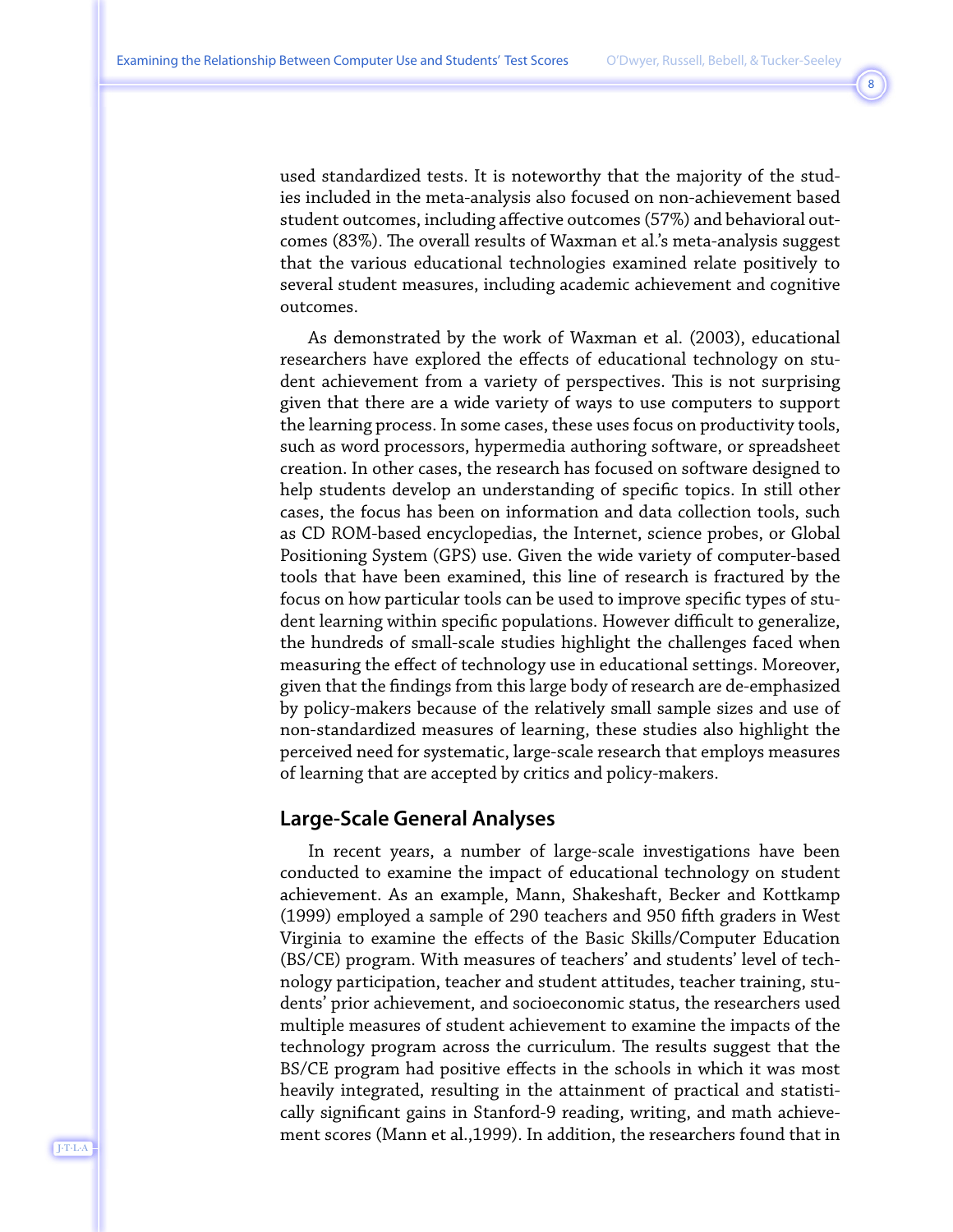used standardized tests. It is noteworthy that the majority of the studies included in the meta-analysis also focused on non-achievement based student outcomes, including affective outcomes (57%) and behavioral outcomes (83%). The overall results of Waxman et al.'s meta-analysis suggest that the various educational technologies examined relate positively to several student measures, including academic achievement and cognitive outcomes.

As demonstrated by the work of Waxman et al. (2003), educational researchers have explored the effects of educational technology on student achievement from a variety of perspectives. This is not surprising given that there are a wide variety of ways to use computers to support the learning process. In some cases, these uses focus on productivity tools, such as word processors, hypermedia authoring software, or spreadsheet creation. In other cases, the research has focused on software designed to help students develop an understanding of specific topics. In still other cases, the focus has been on information and data collection tools, such as CD ROM-based encyclopedias, the Internet, science probes, or Global Positioning System (GPS) use. Given the wide variety of computer-based tools that have been examined, this line of research is fractured by the focus on how particular tools can be used to improve specific types of student learning within specific populations. However difficult to generalize, the hundreds of small-scale studies highlight the challenges faced when measuring the effect of technology use in educational settings. Moreover, given that the findings from this large body of research are de-emphasized by policy-makers because of the relatively small sample sizes and use of non-standardized measures of learning, these studies also highlight the perceived need for systematic, large-scale research that employs measures of learning that are accepted by critics and policy-makers.

## Large-Scale General Analyses

In recent years, a number of large-scale investigations have been conducted to examine the impact of educational technology on student achievement. As an example, Mann, Shakeshaft, Becker and Kottkamp (1999) employed a sample of 290 teachers and 950 fifth graders in West Virginia to examine the effects of the Basic Skills/Computer Education (BS/CE) program. With measures of teachers' and students' level of technology participation, teacher and student attitudes, teacher training, students' prior achievement, and socioeconomic status, the researchers used multiple measures of student achievement to examine the impacts of the technology program across the curriculum. The results suggest that the BS/CE program had positive effects in the schools in which it was most heavily integrated, resulting in the attainment of practical and statistically significant gains in Stanford-9 reading, writing, and math achievement scores (Mann et al.,1999). In addition, the researchers found that in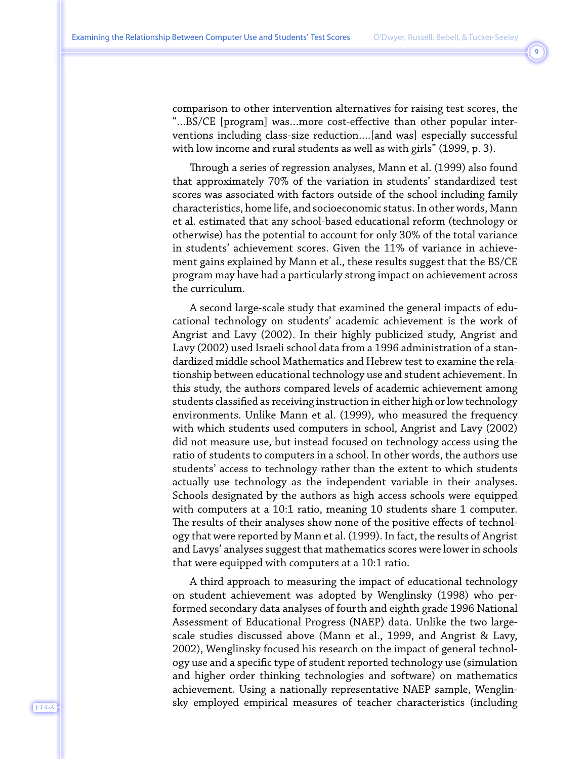comparison to other intervention alternatives for raising test scores, the "…BS/CE [program] was…more cost-effective than other popular interventions including class-size reduction….[and was] especially successful with low income and rural students as well as with girls" (1999, p. 3).

Through a series of regression analyses, Mann et al. (1999) also found that approximately 70% of the variation in students' standardized test scores was associated with factors outside of the school including family characteristics, home life, and socioeconomic status. In other words, Mann et al. estimated that any school-based educational reform (technology or otherwise) has the potential to account for only 30% of the total variance in students' achievement scores. Given the 11% of variance in achievement gains explained by Mann et al., these results suggest that the BS/CE program may have had a particularly strong impact on achievement across the curriculum.

A second large-scale study that examined the general impacts of educational technology on students' academic achievement is the work of Angrist and Lavy (2002). In their highly publicized study, Angrist and Lavy (2002) used Israeli school data from a 1996 administration of a standardized middle school Mathematics and Hebrew test to examine the relationship between educational technology use and student achievement. In this study, the authors compared levels of academic achievement among students classified as receiving instruction in either high or low technology environments. Unlike Mann et al. (1999), who measured the frequency with which students used computers in school, Angrist and Lavy (2002) did not measure use, but instead focused on technology access using the ratio of students to computers in a school. In other words, the authors use students' access to technology rather than the extent to which students actually use technology as the independent variable in their analyses. Schools designated by the authors as high access schools were equipped with computers at a 10:1 ratio, meaning 10 students share 1 computer. The results of their analyses show none of the positive effects of technology that were reported by Mann et al. (1999). In fact, the results of Angrist and Lavys' analyses suggest that mathematics scores were lower in schools that were equipped with computers at a 10:1 ratio.

A third approach to measuring the impact of educational technology on student achievement was adopted by Wenglinsky (1998) who performed secondary data analyses of fourth and eighth grade 1996 National Assessment of Educational Progress (NAEP) data. Unlike the two large-scale studies discussed above (Mann et al., 1999, and Angrist & Lavy, 2002), Wenglinsky focused his research on the impact of general technology use and a specific type of student reported technology use (simulation and higher order thinking technologies and software) on mathematics achievement. Using a nationally representative NAEP sample, Wenglinsky employed empirical measures of teacher characteristics (including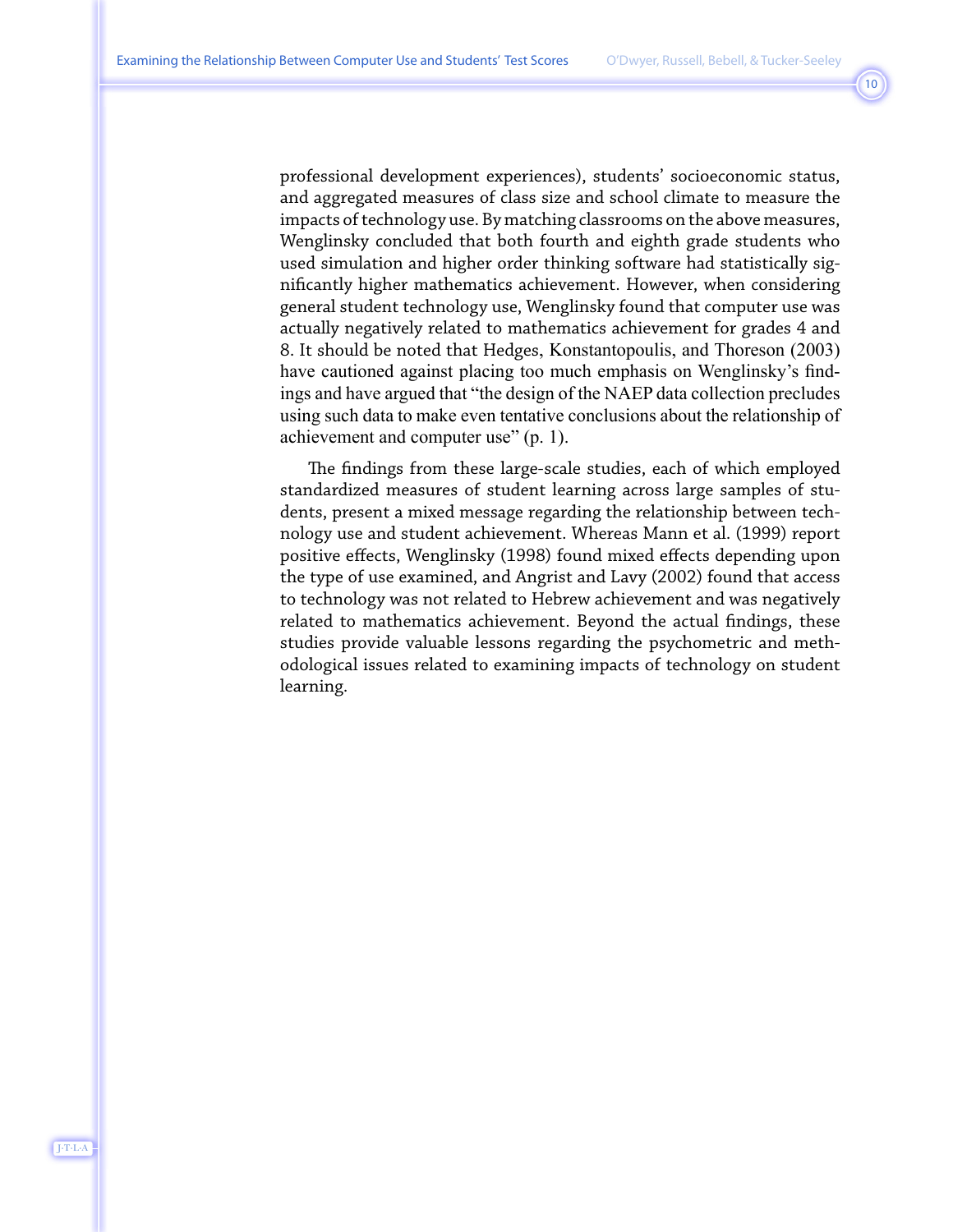professional development experiences), students' socioeconomic status, and aggregated measures of class size and school climate to measure the impacts of technology use. By matching classrooms on the above measures, Wenglinsky concluded that both fourth and eighth grade students who used simulation and higher order thinking software had statistically significantly higher mathematics achievement. However, when considering general student technology use, Wenglinsky found that computer use was actually negatively related to mathematics achievement for grades 4 and 8. It should be noted that Hedges, Konstantopoulis, and Thoreson (2003) have cautioned against placing too much emphasis on Wenglinsky's findings and have argued that "the design of the NAEP data collection precludes using such data to make even tentative conclusions about the relationship of achievement and computer use" (p. 1).

The findings from these large-scale studies, each of which employed standardized measures of student learning across large samples of students, present a mixed message regarding the relationship between technology use and student achievement. Whereas Mann et al. (1999) report positive effects, Wenglinsky (1998) found mixed effects depending upon the type of use examined, and Angrist and Lavy (2002) found that access to technology was not related to Hebrew achievement and was negatively related to mathematics achievement. Beyond the actual findings, these studies provide valuable lessons regarding the psychometric and methodological issues related to examining impacts of technology on student learning.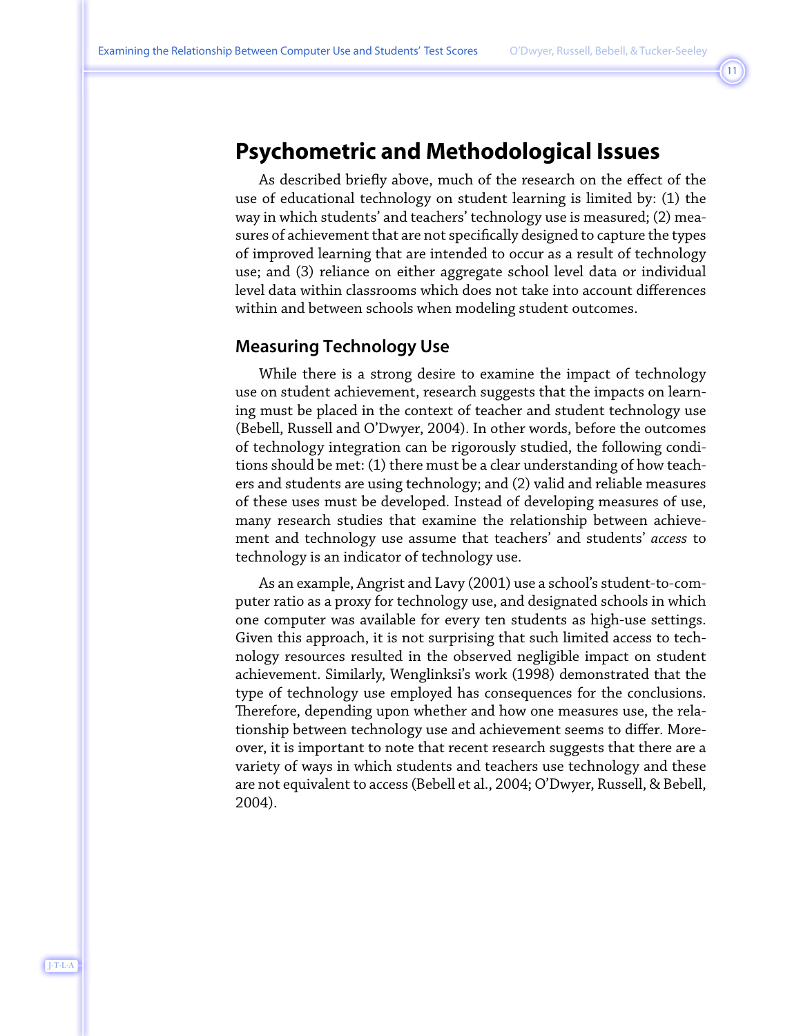## Psychometric and Methodological Issues

As described briefly above, much of the research on the effect of the use of educational technology on student learning is limited by: (1) the way in which students' and teachers' technology use is measured; (2) measures of achievement that are not specifically designed to capture the types of improved learning that are intended to occur as a result of technology use; and (3) reliance on either aggregate school level data or individual level data within classrooms which does not take into account differences within and between schools when modeling student outcomes.

### Measuring Technology Use

While there is a strong desire to examine the impact of technology use on student achievement, research suggests that the impacts on learning must be placed in the context of teacher and student technology use (Bebell, Russell and O'Dwyer, 2004). In other words, before the outcomes of technology integration can be rigorously studied, the following conditions should be met: (1) there must be a clear understanding of how teachers and students are using technology; and (2) valid and reliable measures of these uses must be developed. Instead of developing measures of use, many research studies that examine the relationship between achievement and technology use assume that teachers' and students' *access* to technology is an indicator of technology use.

As an example, Angrist and Lavy (2001) use a school's student-to-computer ratio as a proxy for technology use, and designated schools in which one computer was available for every ten students as high-use settings. Given this approach, it is not surprising that such limited access to technology resources resulted in the observed negligible impact on student achievement. Similarly, Wenglinksi's work (1998) demonstrated that the type of technology use employed has consequences for the conclusions. Therefore, depending upon whether and how one measures use, the relationship between technology use and achievement seems to differ. Moreover, it is important to note that recent research suggests that there are a variety of ways in which students and teachers use technology and these are not equivalent to access (Bebell et al., 2004; O'Dwyer, Russell, & Bebell, 2004).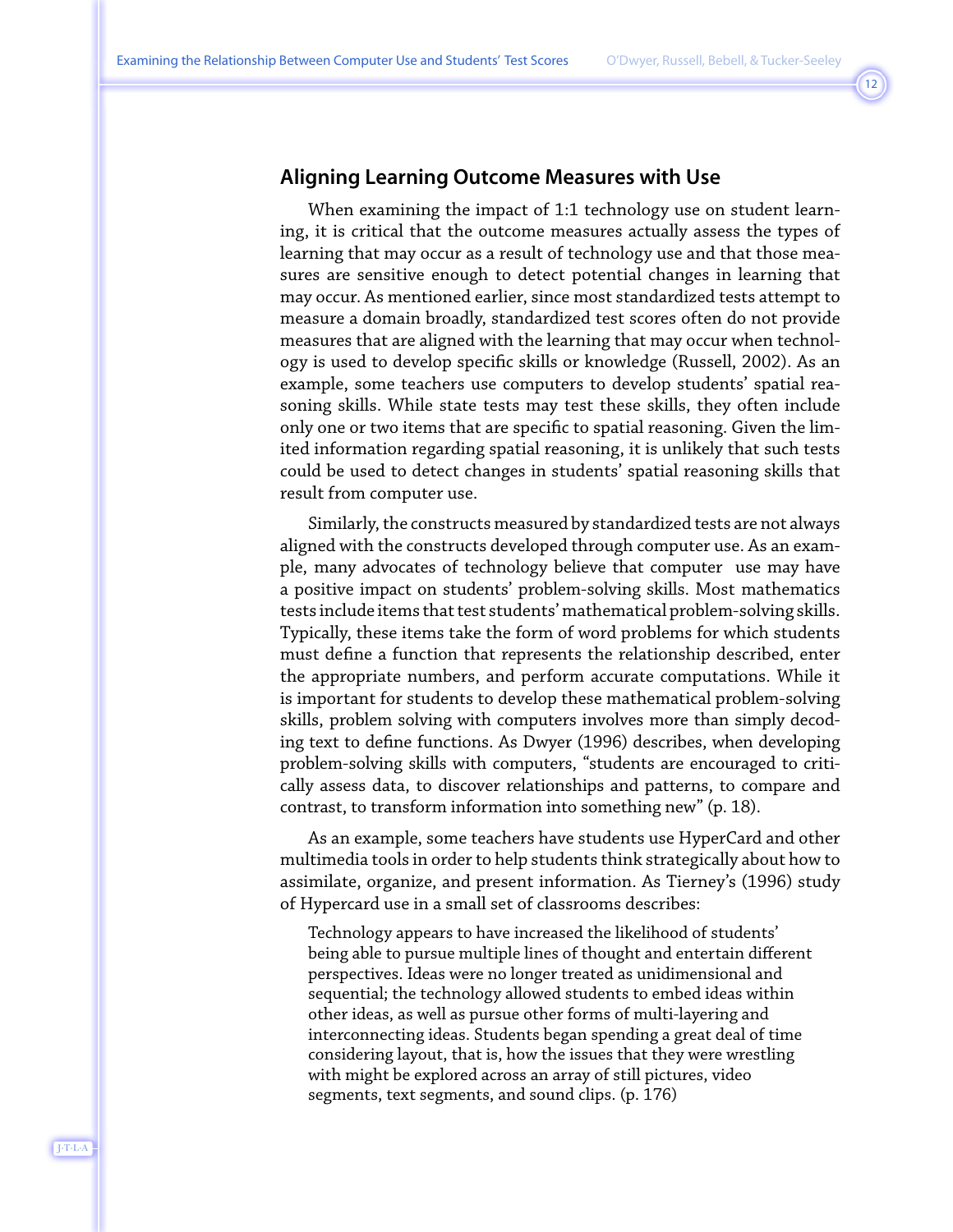## Aligning Learning Outcome Measures with Use

When examining the impact of 1:1 technology use on student learning, it is critical that the outcome measures actually assess the types of learning that may occur as a result of technology use and that those measures are sensitive enough to detect potential changes in learning that may occur. As mentioned earlier, since most standardized tests attempt to measure a domain broadly, standardized test scores often do not provide measures that are aligned with the learning that may occur when technology is used to develop specific skills or knowledge (Russell, 2002). As an example, some teachers use computers to develop students' spatial reasoning skills. While state tests may test these skills, they often include only one or two items that are specific to spatial reasoning. Given the limited information regarding spatial reasoning, it is unlikely that such tests could be used to detect changes in students' spatial reasoning skills that result from computer use.

Similarly, the constructs measured by standardized tests are not always aligned with the constructs developed through computer use. As an example, many advocates of technology believe that computer use may have a positive impact on students' problem-solving skills. Most mathematics tests include items that test students' mathematical problem-solving skills. Typically, these items take the form of word problems for which students must define a function that represents the relationship described, enter the appropriate numbers, and perform accurate computations. While it is important for students to develop these mathematical problem-solving skills, problem solving with computers involves more than simply decoding text to define functions. As Dwyer (1996) describes, when developing problem-solving skills with computers, "students are encouraged to critically assess data, to discover relationships and patterns, to compare and contrast, to transform information into something new" (p. 18).

As an example, some teachers have students use HyperCard and other multimedia tools in order to help students think strategically about how to assimilate, organize, and present information. As Tierney's (1996) study of Hypercard use in a small set of classrooms describes:

> Technology appears to have increased the likelihood of students' being able to pursue multiple lines of thought and entertain different perspectives. Ideas were no longer treated as unidimensional and sequential; the technology allowed students to embed ideas within other ideas, as well as pursue other forms of multi-layering and interconnecting ideas. Students began spending a great deal of time considering layout, that is, how the issues that they were wrestling with might be explored across an array of still pictures, video segments, text segments, and sound clips. (p. 176)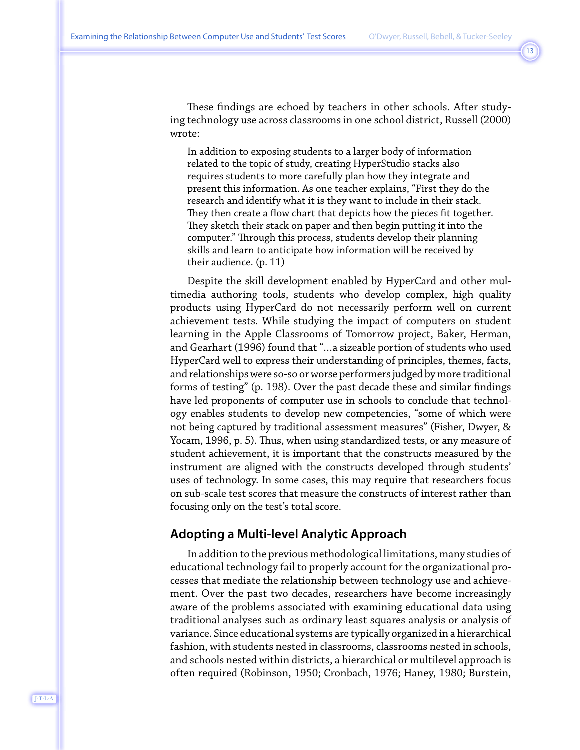These findings are echoed by teachers in other schools. After studying technology use across classrooms in one school district, Russell (2000) wrote:

> In addition to exposing students to a larger body of information related to the topic of study, creating HyperStudio stacks also requires students to more carefully plan how they integrate and present this information. As one teacher explains, "First they do the research and identify what it is they want to include in their stack. They then create a flow chart that depicts how the pieces fit together. They sketch their stack on paper and then begin putting it into the computer." Through this process, students develop their planning skills and learn to anticipate how information will be received by their audience. (p. 11)

Despite the skill development enabled by HyperCard and other multimedia authoring tools, students who develop complex, high quality products using HyperCard do not necessarily perform well on current achievement tests. While studying the impact of computers on student learning in the Apple Classrooms of Tomorrow project, Baker, Herman, and Gearhart (1996) found that "…a sizeable portion of students who used HyperCard well to express their understanding of principles, themes, facts, and relationships were so-so or worse performers judged by more traditional forms of testing" (p. 198). Over the past decade these and similar findings have led proponents of computer use in schools to conclude that technology enables students to develop new competencies, "some of which were not being captured by traditional assessment measures" (Fisher, Dwyer, & Yocam, 1996, p. 5). Thus, when using standardized tests, or any measure of student achievement, it is important that the constructs measured by the instrument are aligned with the constructs developed through students' uses of technology. In some cases, this may require that researchers focus on sub-scale test scores that measure the constructs of interest rather than focusing only on the test's total score.

## Adopting a Multi-level Analytic Approach

In addition to the previous methodological limitations, many studies of educational technology fail to properly account for the organizational processes that mediate the relationship between technology use and achievement. Over the past two decades, researchers have become increasingly aware of the problems associated with examining educational data using traditional analyses such as ordinary least squares analysis or analysis of variance. Since educational systems are typically organized in a hierarchical fashion, with students nested in classrooms, classrooms nested in schools, and schools nested within districts, a hierarchical or multilevel approach is often required (Robinson, 1950; Cronbach, 1976; Haney, 1980; Burstein,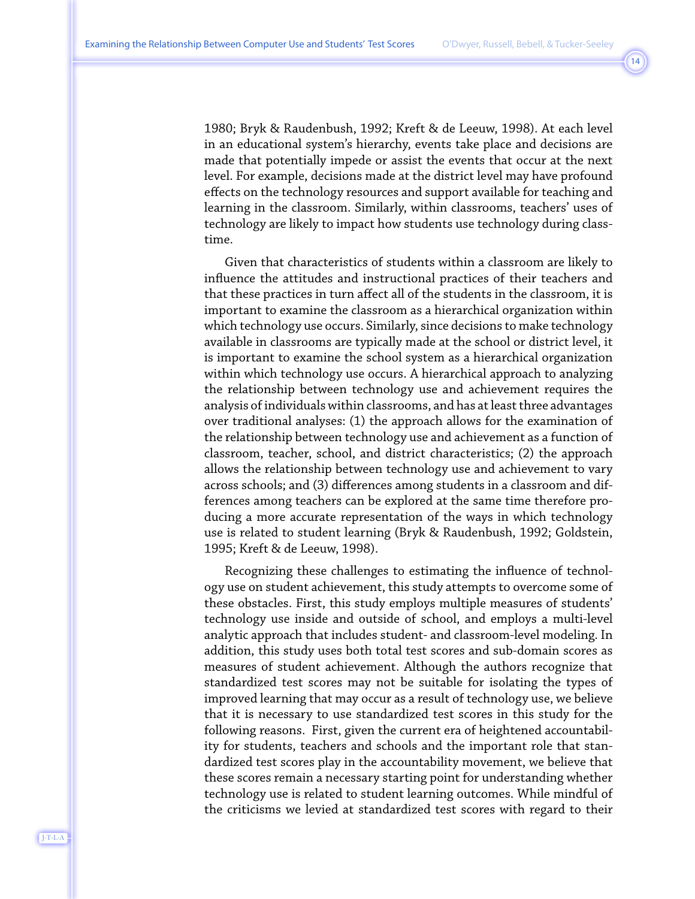1980; Bryk & Raudenbush, 1992; Kreft & de Leeuw, 1998). At each level in an educational system's hierarchy, events take place and decisions are made that potentially impede or assist the events that occur at the next level. For example, decisions made at the district level may have profound effects on the technology resources and support available for teaching and learning in the classroom. Similarly, within classrooms, teachers' uses of technology are likely to impact how students use technology during class-time.

Given that characteristics of students within a classroom are likely to influence the attitudes and instructional practices of their teachers and that these practices in turn affect all of the students in the classroom, it is important to examine the classroom as a hierarchical organization within which technology use occurs. Similarly, since decisions to make technology available in classrooms are typically made at the school or district level, it is important to examine the school system as a hierarchical organization within which technology use occurs. A hierarchical approach to analyzing the relationship between technology use and achievement requires the analysis of individuals within classrooms, and has at least three advantages over traditional analyses: (1) the approach allows for the examination of the relationship between technology use and achievement as a function of classroom, teacher, school, and district characteristics; (2) the approach allows the relationship between technology use and achievement to vary across schools; and (3) differences among students in a classroom and differences among teachers can be explored at the same time therefore producing a more accurate representation of the ways in which technology use is related to student learning (Bryk & Raudenbush, 1992; Goldstein, 1995; Kreft & de Leeuw, 1998).

Recognizing these challenges to estimating the influence of technology use on student achievement, this study attempts to overcome some of these obstacles. First, this study employs multiple measures of students' technology use inside and outside of school, and employs a multi-level analytic approach that includes student- and classroom-level modeling. In addition, this study uses both total test scores and sub-domain scores as measures of student achievement. Although the authors recognize that standardized test scores may not be suitable for isolating the types of improved learning that may occur as a result of technology use, we believe that it is necessary to use standardized test scores in this study for the following reasons. First, given the current era of heightened accountability for students, teachers and schools and the important role that standardized test scores play in the accountability movement, we believe that these scores remain a necessary starting point for understanding whether technology use is related to student learning outcomes. While mindful of the criticisms we levied at standardized test scores with regard to their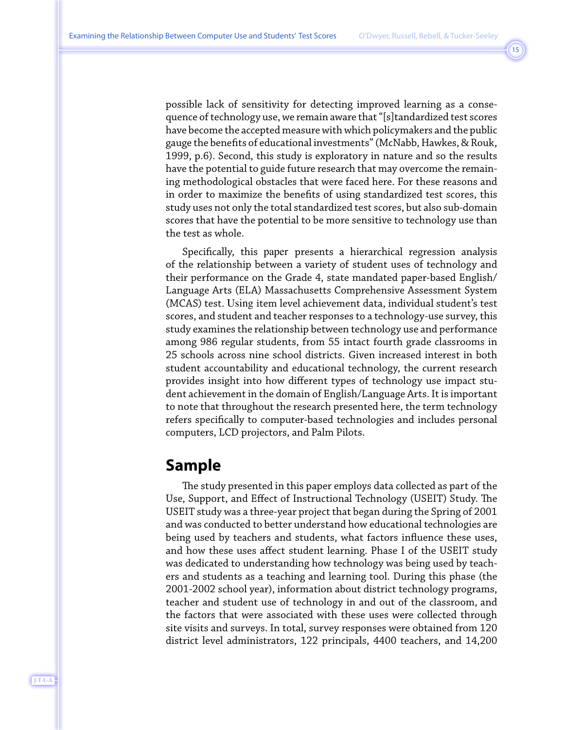possible lack of sensitivity for detecting improved learning as a consequence of technology use, we remain aware that "[s]tandardized test scores have become the accepted measure with which policymakers and the public gauge the benefits of educational investments" (McNabb, Hawkes, & Rouk, 1999, p.6). Second, this study is exploratory in nature and so the results have the potential to guide future research that may overcome the remaining methodological obstacles that were faced here. For these reasons and in order to maximize the benefits of using standardized test scores, this study uses not only the total standardized test scores, but also sub-domain scores that have the potential to be more sensitive to technology use than the test as whole.

Specifically, this paper presents a hierarchical regression analysis of the relationship between a variety of student uses of technology and their performance on the Grade 4, state mandated paper-based English/Language Arts (ELA) Massachusetts Comprehensive Assessment System (MCAS) test. Using item level achievement data, individual student's test scores, and student and teacher responses to a technology-use survey, this study examines the relationship between technology use and performance among 986 regular students, from 55 intact fourth grade classrooms in 25 schools across nine school districts. Given increased interest in both student accountability and educational technology, the current research provides insight into how different types of technology use impact student achievement in the domain of English/Language Arts. It is important to note that throughout the research presented here, the term technology refers specifically to computer-based technologies and includes personal computers, LCD projectors, and Palm Pilots.

## Sample

The study presented in this paper employs data collected as part of the Use, Support, and Effect of Instructional Technology (USEIT) Study. The USEIT study was a three-year project that began during the Spring of 2001 and was conducted to better understand how educational technologies are being used by teachers and students, what factors influence these uses, and how these uses affect student learning. Phase I of the USEIT study was dedicated to understanding how technology was being used by teachers and students as a teaching and learning tool. During this phase (the 2001-2002 school year), information about district technology programs, teacher and student use of technology in and out of the classroom, and the factors that were associated with these uses were collected through site visits and surveys. In total, survey responses were obtained from 120 district level administrators, 122 principals, 4400 teachers, and 14,200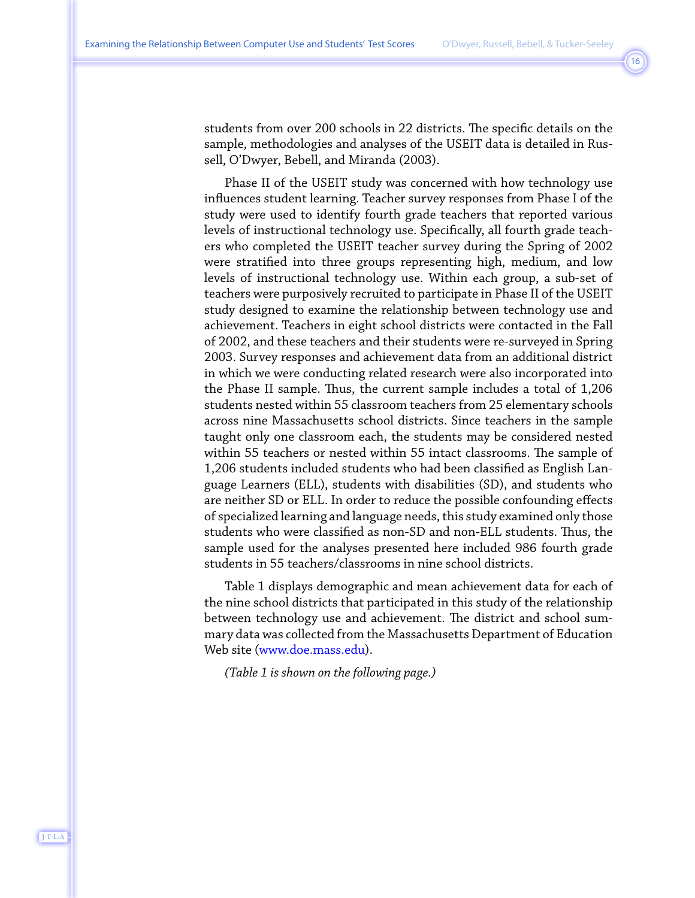students from over 200 schools in 22 districts. The specific details on the sample, methodologies and analyses of the USEIT data is detailed in Russell, O'Dwyer, Bebell, and Miranda (2003).

Phase II of the USEIT study was concerned with how technology use influences student learning. Teacher survey responses from Phase I of the study were used to identify fourth grade teachers that reported various levels of instructional technology use. Specifically, all fourth grade teachers who completed the USEIT teacher survey during the Spring of 2002 were stratified into three groups representing high, medium, and low levels of instructional technology use. Within each group, a sub-set of teachers were purposively recruited to participate in Phase II of the USEIT study designed to examine the relationship between technology use and achievement. Teachers in eight school districts were contacted in the Fall of 2002, and these teachers and their students were re-surveyed in Spring 2003. Survey responses and achievement data from an additional district in which we were conducting related research were also incorporated into the Phase II sample. Thus, the current sample includes a total of 1,206 students nested within 55 classroom teachers from 25 elementary schools across nine Massachusetts school districts. Since teachers in the sample taught only one classroom each, the students may be considered nested within 55 teachers or nested within 55 intact classrooms. The sample of 1,206 students included students who had been classified as English Language Learners (ELL), students with disabilities (SD), and students who are neither SD or ELL. In order to reduce the possible confounding effects of specialized learning and language needs, this study examined only those students who were classified as non-SD and non-ELL students. Thus, the sample used for the analyses presented here included 986 fourth grade students in 55 teachers/classrooms in nine school districts.

Table 1 displays demographic and mean achievement data for each of the nine school districts that participated in this study of the relationship between technology use and achievement. The district and school summary data was collected from the Massachusetts Department of Education Web site (www.doe.mass.edu).

*(Table 1 is shown on the following page.)*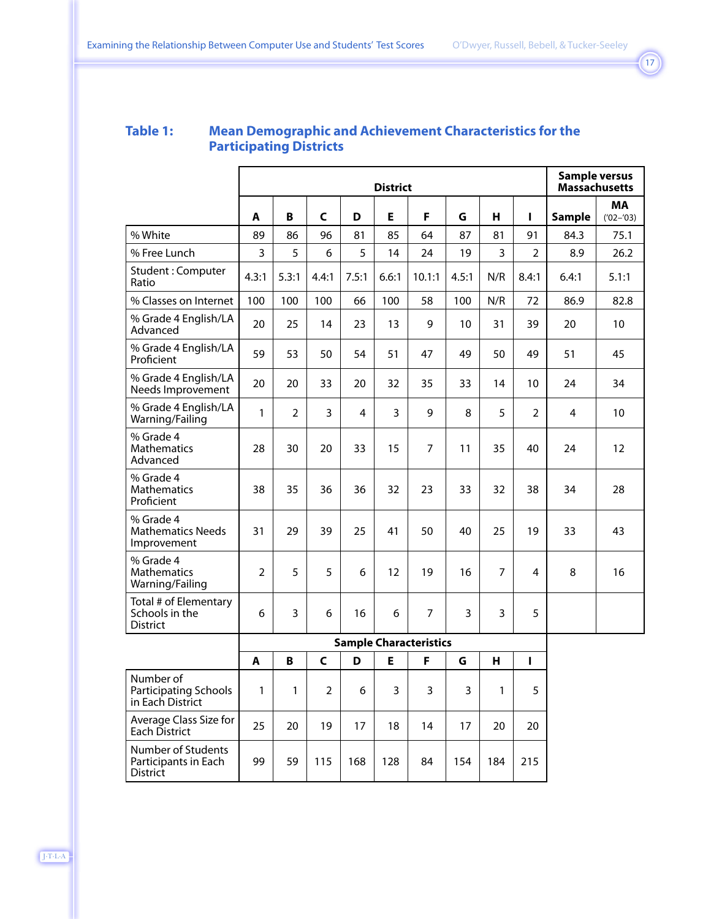## Table 1: Mean Demographic and Achievement Characteristics for the Participating Districts

| | District | | | | | | | | | Sample versus Massachusetts | |
|---|---|---|---|---|---|---|---|---|---|---|---|
| | A | B | C | D | E | F | G | H | I | Sample | MA ('02–'03) |
| % White | 89 | 86 | 96 | 81 | 85 | 64 | 87 | 81 | 91 | 84.3 | 75.1 |
| % Free Lunch | 3 | 5 | 6 | 5 | 14 | 24 | 19 | 3 | 2 | 8.9 | 26.2 |
| Student : Computer Ratio | 4.3:1 | 5.3:1 | 4.4:1 | 7.5:1 | 6.6:1 | 10.1:1 | 4.5:1 | N/R | 8.4:1 | 6.4:1 | 5.1:1 |
| % Classes on Internet | 100 | 100 | 100 | 66 | 100 | 58 | 100 | N/R | 72 | 86.9 | 82.8 |
| % Grade 4 English/LA Advanced | 20 | 25 | 14 | 23 | 13 | 9 | 10 | 31 | 39 | 20 | 10 |
| % Grade 4 English/LA Proficient | 59 | 53 | 50 | 54 | 51 | 47 | 49 | 50 | 49 | 51 | 45 |
| % Grade 4 English/LA Needs Improvement | 20 | 20 | 33 | 20 | 32 | 35 | 33 | 14 | 10 | 24 | 34 |
| % Grade 4 English/LA Warning/Failing | 1 | 2 | 3 | 4 | 3 | 9 | 8 | 5 | 2 | 4 | 10 |
| % Grade 4 Mathematics Advanced | 28 | 30 | 20 | 33 | 15 | 7 | 11 | 35 | 40 | 24 | 12 |
| % Grade 4 Mathematics Proficient | 38 | 35 | 36 | 36 | 32 | 23 | 33 | 32 | 38 | 34 | 28 |
| % Grade 4 Mathematics Needs Improvement | 31 | 29 | 39 | 25 | 41 | 50 | 40 | 25 | 19 | 33 | 43 |
| % Grade 4 Mathematics Warning/Failing | 2 | 5 | 5 | 6 | 12 | 19 | 16 | 7 | 4 | 8 | 16 |
| Total # of Elementary Schools in the District | 6 | 3 | 6 | 16 | 6 | 7 | 3 | 3 | 5 | | |
| | **Sample Characteristics** | | | | | | | | | | |
| | A | B | C | D | E | F | G | H | I | | |
| Number of Participating Schools in Each District | 1 | 1 | 2 | 6 | 3 | 3 | 3 | 1 | 5 | | |
| Average Class Size for Each District | 25 | 20 | 19 | 17 | 18 | 14 | 17 | 20 | 20 | | |
| Number of Students Participants in Each District | 99 | 59 | 115 | 168 | 128 | 84 | 154 | 184 | 215 | | |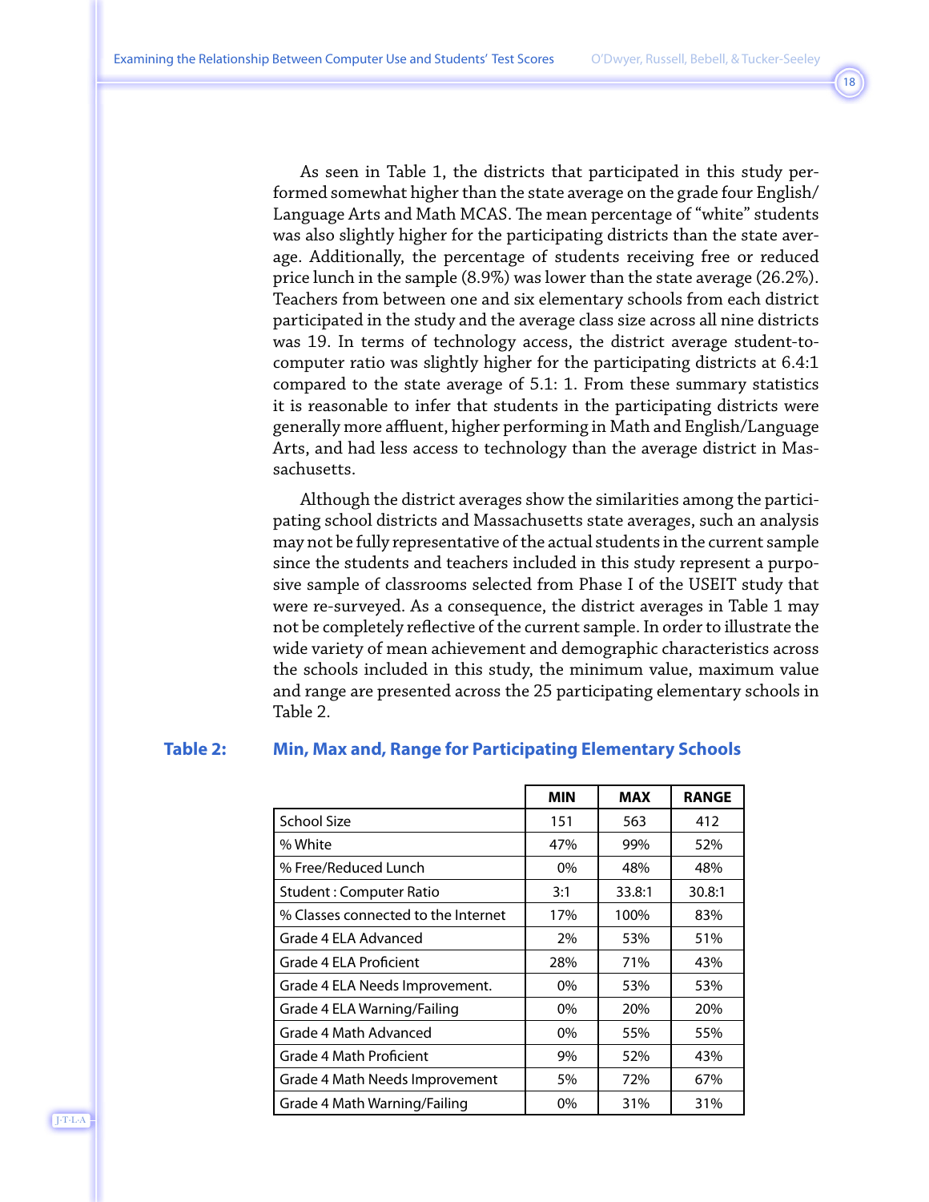As seen in Table 1, the districts that participated in this study performed somewhat higher than the state average on the grade four English/Language Arts and Math MCAS. The mean percentage of "white" students was also slightly higher for the participating districts than the state average. Additionally, the percentage of students receiving free or reduced price lunch in the sample (8.9%) was lower than the state average (26.2%). Teachers from between one and six elementary schools from each district participated in the study and the average class size across all nine districts was 19. In terms of technology access, the district average student-to-computer ratio was slightly higher for the participating districts at 6.4:1 compared to the state average of 5.1: 1. From these summary statistics it is reasonable to infer that students in the participating districts were generally more affluent, higher performing in Math and English/Language Arts, and had less access to technology than the average district in Massachusetts.

Although the district averages show the similarities among the participating school districts and Massachusetts state averages, such an analysis may not be fully representative of the actual students in the current sample since the students and teachers included in this study represent a purposive sample of classrooms selected from Phase I of the USEIT study that were re-surveyed. As a consequence, the district averages in Table 1 may not be completely reflective of the current sample. In order to illustrate the wide variety of mean achievement and demographic characteristics across the schools included in this study, the minimum value, maximum value and range are presented across the 25 participating elementary schools in Table 2.

**Table 2: Min, Max and, Range for Participating Elementary Schools**

| | MIN | MAX | RANGE |
|---|---|---|---|
| School Size | 151 | 563 | 412 |
| % White | 47% | 99% | 52% |
| % Free/Reduced Lunch | 0% | 48% | 48% |
| Student : Computer Ratio | 3:1 | 33.8:1 | 30.8:1 |
| % Classes connected to the Internet | 17% | 100% | 83% |
| Grade 4 ELA Advanced | 2% | 53% | 51% |
| Grade 4 ELA Proficient | 28% | 71% | 43% |
| Grade 4 ELA Needs Improvement. | 0% | 53% | 53% |
| Grade 4 ELA Warning/Failing | 0% | 20% | 20% |
| Grade 4 Math Advanced | 0% | 55% | 55% |
| Grade 4 Math Proficient | 9% | 52% | 43% |
| Grade 4 Math Needs Improvement | 5% | 72% | 67% |
| Grade 4 Math Warning/Failing | 0% | 31% | 31% |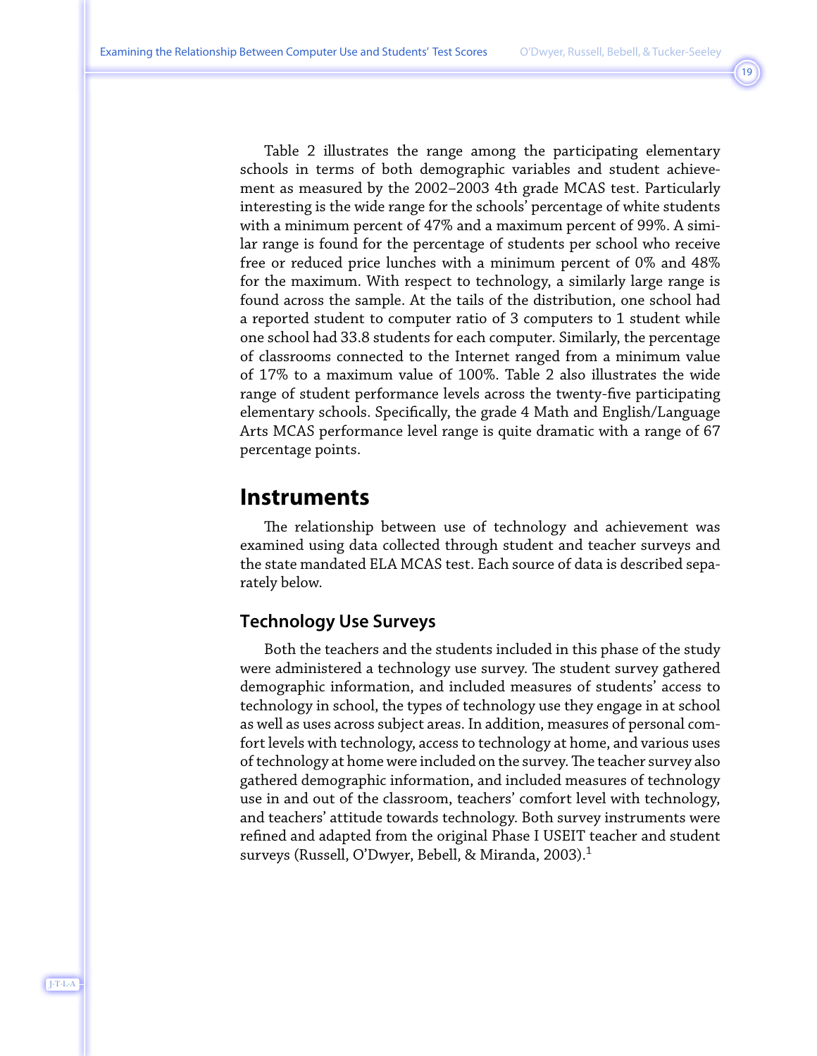Table 2 illustrates the range among the participating elementary schools in terms of both demographic variables and student achievement as measured by the 2002–2003 4th grade MCAS test. Particularly interesting is the wide range for the schools' percentage of white students with a minimum percent of 47% and a maximum percent of 99%. A similar range is found for the percentage of students per school who receive free or reduced price lunches with a minimum percent of 0% and 48% for the maximum. With respect to technology, a similarly large range is found across the sample. At the tails of the distribution, one school had a reported student to computer ratio of 3 computers to 1 student while one school had 33.8 students for each computer. Similarly, the percentage of classrooms connected to the Internet ranged from a minimum value of 17% to a maximum value of 100%. Table 2 also illustrates the wide range of student performance levels across the twenty-five participating elementary schools. Specifically, the grade 4 Math and English/Language Arts MCAS performance level range is quite dramatic with a range of 67 percentage points.

## Instruments

The relationship between use of technology and achievement was examined using data collected through student and teacher surveys and the state mandated ELA MCAS test. Each source of data is described separately below.

### Technology Use Surveys

Both the teachers and the students included in this phase of the study were administered a technology use survey. The student survey gathered demographic information, and included measures of students' access to technology in school, the types of technology use they engage in at school as well as uses across subject areas. In addition, measures of personal comfort levels with technology, access to technology at home, and various uses of technology at home were included on the survey. The teacher survey also gathered demographic information, and included measures of technology use in and out of the classroom, teachers' comfort level with technology, and teachers' attitude towards technology. Both survey instruments were refined and adapted from the original Phase I USEIT teacher and student surveys (Russell, O'Dwyer, Bebell, & Miranda, 2003).[1]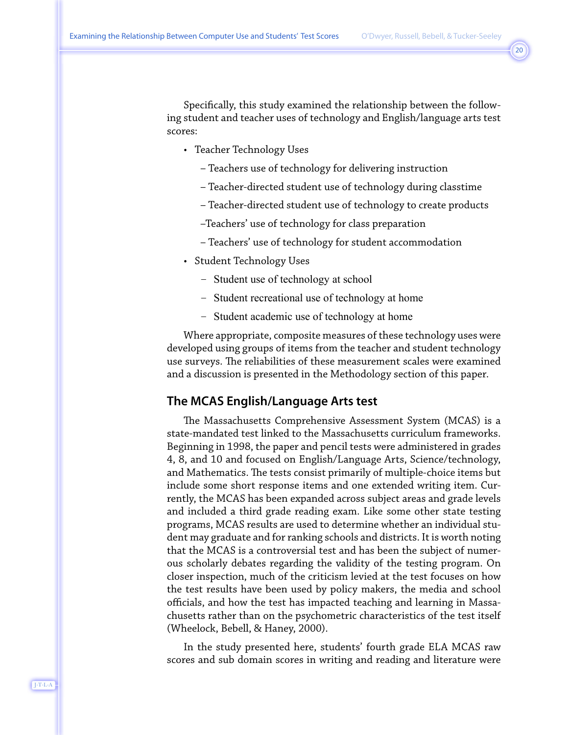Specifically, this study examined the relationship between the following student and teacher uses of technology and English/language arts test scores:

- Teacher Technology Uses
  - Teachers use of technology for delivering instruction
  - Teacher-directed student use of technology during classtime
  - Teacher-directed student use of technology to create products
  - Teachers' use of technology for class preparation
  - Teachers' use of technology for student accommodation
- Student Technology Uses
  - Student use of technology at school
  - Student recreational use of technology at home
  - Student academic use of technology at home

Where appropriate, composite measures of these technology uses were developed using groups of items from the teacher and student technology use surveys. The reliabilities of these measurement scales were examined and a discussion is presented in the Methodology section of this paper.

## The MCAS English/Language Arts test

The Massachusetts Comprehensive Assessment System (MCAS) is a state-mandated test linked to the Massachusetts curriculum frameworks. Beginning in 1998, the paper and pencil tests were administered in grades 4, 8, and 10 and focused on English/Language Arts, Science/technology, and Mathematics. The tests consist primarily of multiple-choice items but include some short response items and one extended writing item. Currently, the MCAS has been expanded across subject areas and grade levels and included a third grade reading exam. Like some other state testing programs, MCAS results are used to determine whether an individual student may graduate and for ranking schools and districts. It is worth noting that the MCAS is a controversial test and has been the subject of numerous scholarly debates regarding the validity of the testing program. On closer inspection, much of the criticism levied at the test focuses on how the test results have been used by policy makers, the media and school officials, and how the test has impacted teaching and learning in Massachusetts rather than on the psychometric characteristics of the test itself (Wheelock, Bebell, & Haney, 2000).

In the study presented here, students' fourth grade ELA MCAS raw scores and sub domain scores in writing and reading and literature were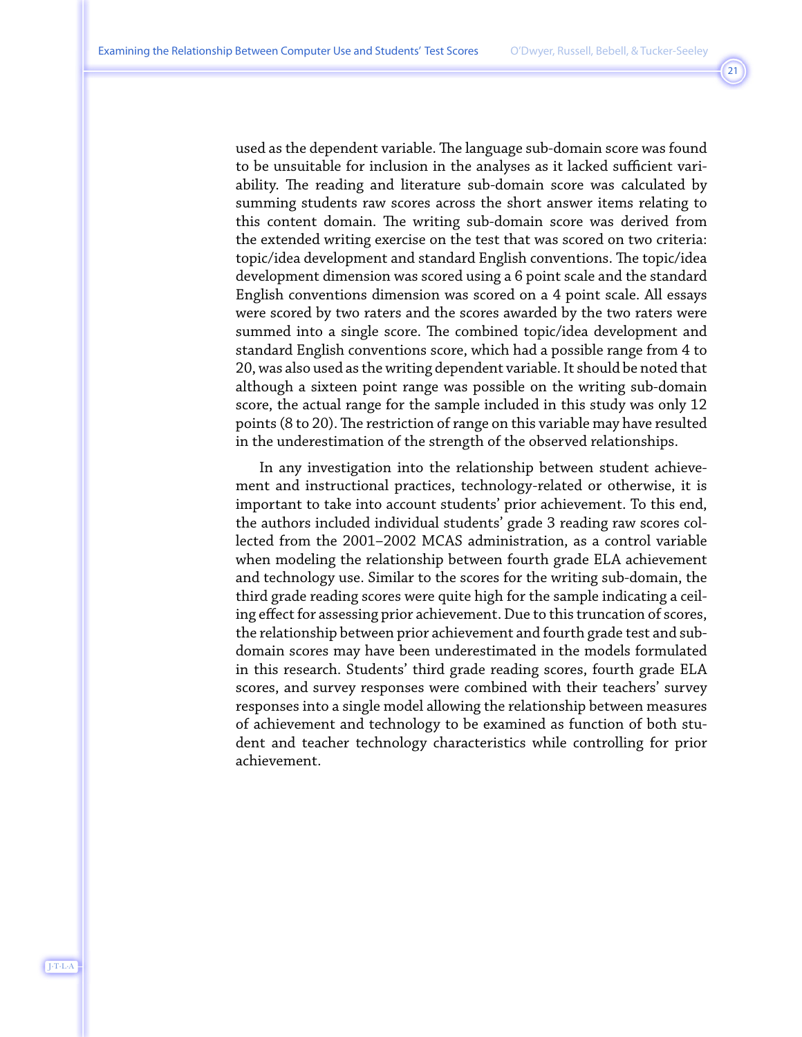used as the dependent variable. The language sub-domain score was found to be unsuitable for inclusion in the analyses as it lacked sufficient variability. The reading and literature sub-domain score was calculated by summing students raw scores across the short answer items relating to this content domain. The writing sub-domain score was derived from the extended writing exercise on the test that was scored on two criteria: topic/idea development and standard English conventions. The topic/idea development dimension was scored using a 6 point scale and the standard English conventions dimension was scored on a 4 point scale. All essays were scored by two raters and the scores awarded by the two raters were summed into a single score. The combined topic/idea development and standard English conventions score, which had a possible range from 4 to 20, was also used as the writing dependent variable. It should be noted that although a sixteen point range was possible on the writing sub-domain score, the actual range for the sample included in this study was only 12 points (8 to 20). The restriction of range on this variable may have resulted in the underestimation of the strength of the observed relationships.

In any investigation into the relationship between student achievement and instructional practices, technology-related or otherwise, it is important to take into account students' prior achievement. To this end, the authors included individual students' grade 3 reading raw scores collected from the 2001–2002 MCAS administration, as a control variable when modeling the relationship between fourth grade ELA achievement and technology use. Similar to the scores for the writing sub-domain, the third grade reading scores were quite high for the sample indicating a ceiling effect for assessing prior achievement. Due to this truncation of scores, the relationship between prior achievement and fourth grade test and sub-domain scores may have been underestimated in the models formulated in this research. Students' third grade reading scores, fourth grade ELA scores, and survey responses were combined with their teachers' survey responses into a single model allowing the relationship between measures of achievement and technology to be examined as function of both student and teacher technology characteristics while controlling for prior achievement.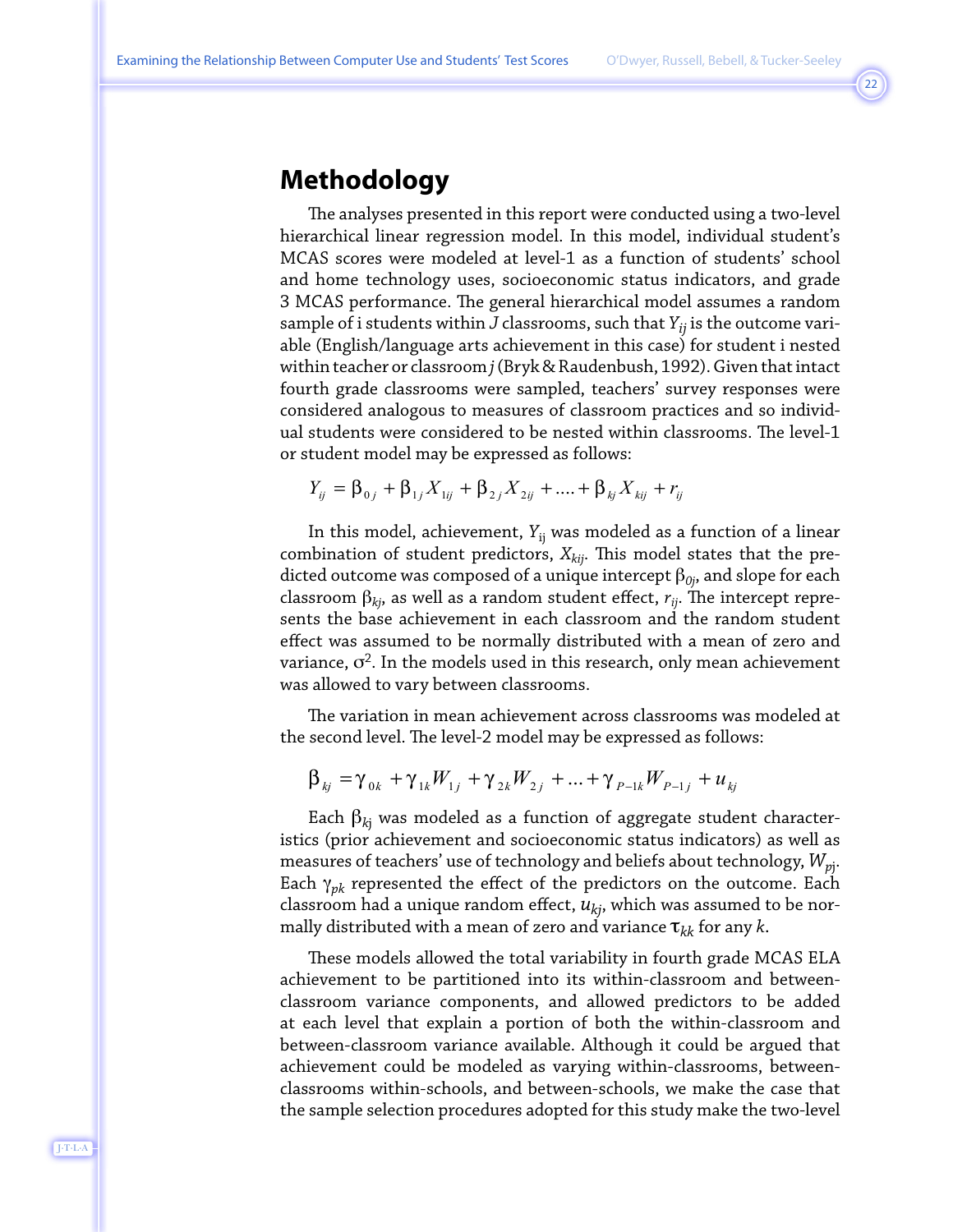## Methodology

The analyses presented in this report were conducted using a two-level hierarchical linear regression model. In this model, individual student's MCAS scores were modeled at level-1 as a function of students' school and home technology uses, socioeconomic status indicators, and grade 3 MCAS performance. The general hierarchical model assumes a random sample of i students within $J$ classrooms, such that $Y_{ij}$ is the outcome variable (English/language arts achievement in this case) for student i nested within teacher or classroom $j$ (Bryk & Raudenbush, 1992). Given that intact fourth grade classrooms were sampled, teachers' survey responses were considered analogous to measures of classroom practices and so individual students were considered to be nested within classrooms. The level-1 or student model may be expressed as follows:

$$Y_{ij} = \beta_{0j} + \beta_{1j}X_{1ij} + \beta_{2j}X_{2ij} + .... + \beta_{kj}X_{kij} + r_{ij}$$

In this model, achievement, $Y_{ij}$ was modeled as a function of a linear combination of student predictors, $X_{kij}$. This model states that the predicted outcome was composed of a unique intercept $\beta_{0j}$, and slope for each classroom $\beta_{kj}$, as well as a random student effect, $r_{ij}$. The intercept represents the base achievement in each classroom and the random student effect was assumed to be normally distributed with a mean of zero and variance, $\sigma^2$. In the models used in this research, only mean achievement was allowed to vary between classrooms.

The variation in mean achievement across classrooms was modeled at the second level. The level-2 model may be expressed as follows:

$$\beta_{kj} = \gamma_{0k} + \gamma_{1k}W_{1j} + \gamma_{2k}W_{2j} + ... + \gamma_{P-1k}W_{P-1j} + u_{kj}$$

Each $\beta_{kj}$ was modeled as a function of aggregate student characteristics (prior achievement and socioeconomic status indicators) as well as measures of teachers' use of technology and beliefs about technology, $W_{pj}$. Each $\gamma_{pk}$ represented the effect of the predictors on the outcome. Each classroom had a unique random effect, $u_{kj}$, which was assumed to be normally distributed with a mean of zero and variance $\tau_{kk}$ for any $k$.

These models allowed the total variability in fourth grade MCAS ELA achievement to be partitioned into its within-classroom and between-classroom variance components, and allowed predictors to be added at each level that explain a portion of both the within-classroom and between-classroom variance available. Although it could be argued that achievement could be modeled as varying within-classrooms, between-classrooms within-schools, and between-schools, we make the case that the sample selection procedures adopted for this study make the two-level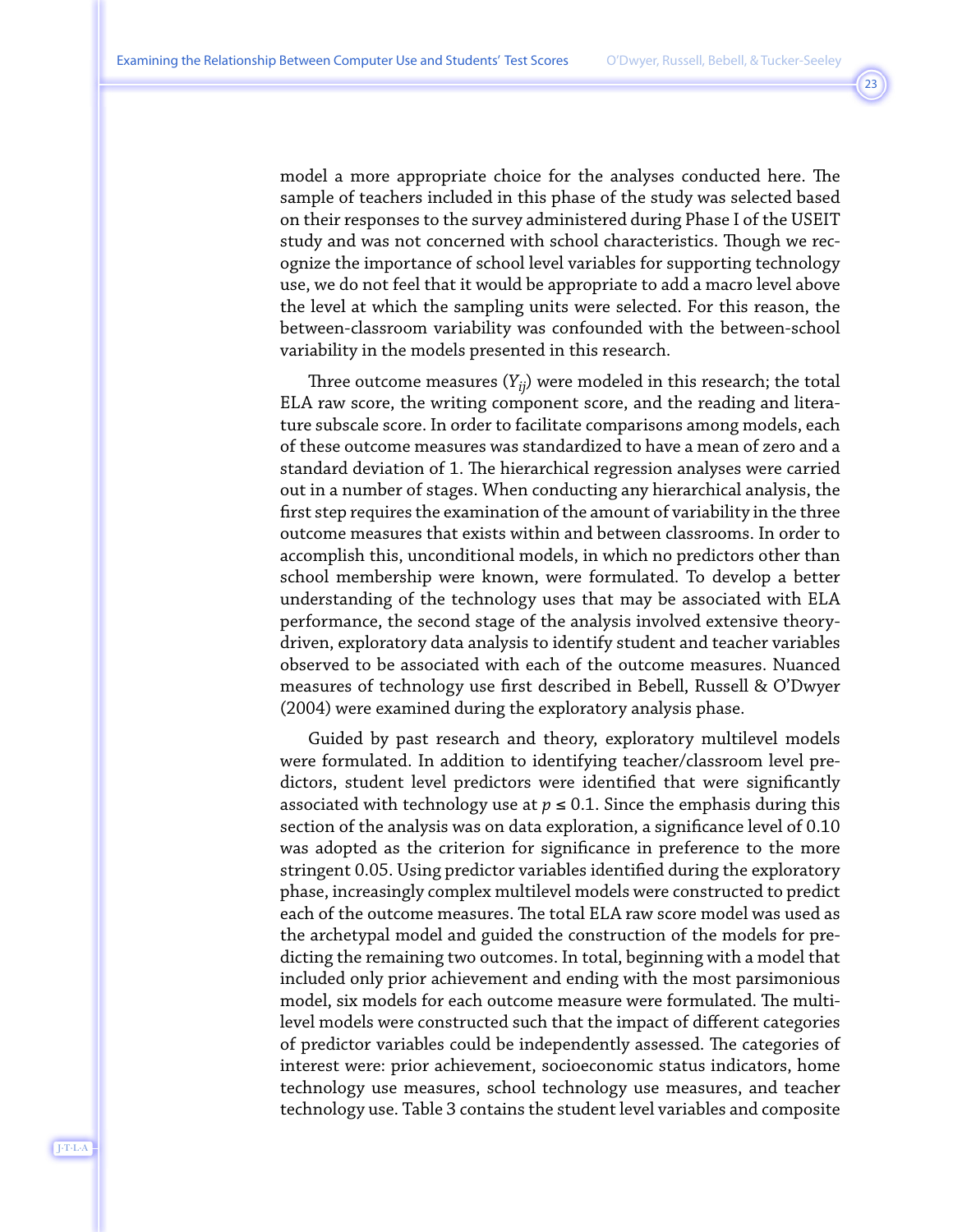model a more appropriate choice for the analyses conducted here. The sample of teachers included in this phase of the study was selected based on their responses to the survey administered during Phase I of the USEIT study and was not concerned with school characteristics. Though we recognize the importance of school level variables for supporting technology use, we do not feel that it would be appropriate to add a macro level above the level at which the sampling units were selected. For this reason, the between-classroom variability was confounded with the between-school variability in the models presented in this research.

Three outcome measures ($Y_{ij}$) were modeled in this research; the total ELA raw score, the writing component score, and the reading and literature subscale score. In order to facilitate comparisons among models, each of these outcome measures was standardized to have a mean of zero and a standard deviation of 1. The hierarchical regression analyses were carried out in a number of stages. When conducting any hierarchical analysis, the first step requires the examination of the amount of variability in the three outcome measures that exists within and between classrooms. In order to accomplish this, unconditional models, in which no predictors other than school membership were known, were formulated. To develop a better understanding of the technology uses that may be associated with ELA performance, the second stage of the analysis involved extensive theory-driven, exploratory data analysis to identify student and teacher variables observed to be associated with each of the outcome measures. Nuanced measures of technology use first described in Bebell, Russell & O'Dwyer (2004) were examined during the exploratory analysis phase.

Guided by past research and theory, exploratory multilevel models were formulated. In addition to identifying teacher/classroom level predictors, student level predictors were identified that were significantly associated with technology use at $p \leq 0.1$. Since the emphasis during this section of the analysis was on data exploration, a significance level of 0.10 was adopted as the criterion for significance in preference to the more stringent 0.05. Using predictor variables identified during the exploratory phase, increasingly complex multilevel models were constructed to predict each of the outcome measures. The total ELA raw score model was used as the archetypal model and guided the construction of the models for predicting the remaining two outcomes. In total, beginning with a model that included only prior achievement and ending with the most parsimonious model, six models for each outcome measure were formulated. The multilevel models were constructed such that the impact of different categories of predictor variables could be independently assessed. The categories of interest were: prior achievement, socioeconomic status indicators, home technology use measures, school technology use measures, and teacher technology use. Table 3 contains the student level variables and composite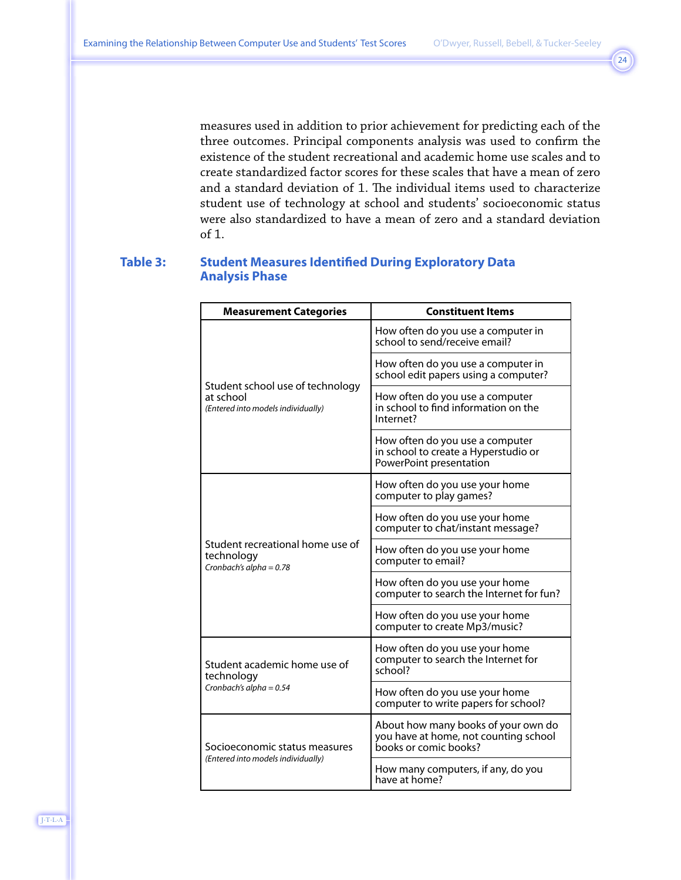measures used in addition to prior achievement for predicting each of the three outcomes. Principal components analysis was used to confirm the existence of the student recreational and academic home use scales and to create standardized factor scores for these scales that have a mean of zero and a standard deviation of 1. The individual items used to characterize student use of technology at school and students' socioeconomic status were also standardized to have a mean of zero and a standard deviation of 1.

**Table 3: Student Measures Identified During Exploratory Data Analysis Phase**

| Measurement Categories | Constituent Items |
|---|---|
| Student school use of technology at school *(Entered into models individually)* | How often do you use a computer in school to send/receive email? |
| | How often do you use a computer in school edit papers using a computer? |
| | How often do you use a computer in school to find information on the Internet? |
| | How often do you use a computer in school to create a Hyperstudio or PowerPoint presentation |
| Student recreational home use of technology *Cronbach's alpha = 0.78* | How often do you use your home computer to play games? |
| | How often do you use your home computer to chat/instant message? |
| | How often do you use your home computer to email? |
| | How often do you use your home computer to search the Internet for fun? |
| | How often do you use your home computer to create Mp3/music? |
| Student academic home use of technology *Cronbach's alpha = 0.54* | How often do you use your home computer to search the Internet for school? |
| | How often do you use your home computer to write papers for school? |
| Socioeconomic status measures *(Entered into models individually)* | About how many books of your own do you have at home, not counting school books or comic books? |
| | How many computers, if any, do you have at home? |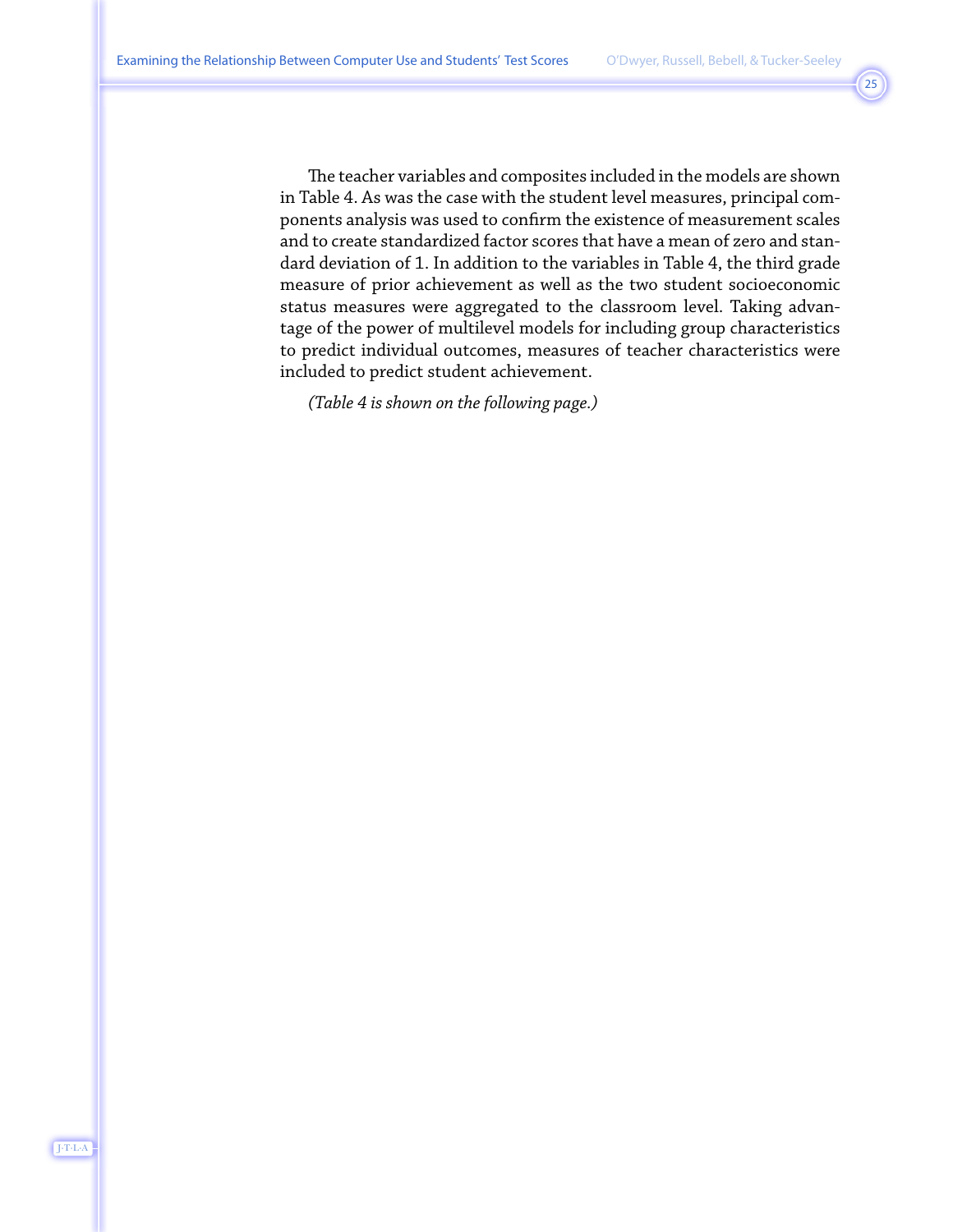The teacher variables and composites included in the models are shown in Table 4. As was the case with the student level measures, principal components analysis was used to confirm the existence of measurement scales and to create standardized factor scores that have a mean of zero and standard deviation of 1. In addition to the variables in Table 4, the third grade measure of prior achievement as well as the two student socioeconomic status measures were aggregated to the classroom level. Taking advantage of the power of multilevel models for including group characteristics to predict individual outcomes, measures of teacher characteristics were included to predict student achievement.

*(Table 4 is shown on the following page.)*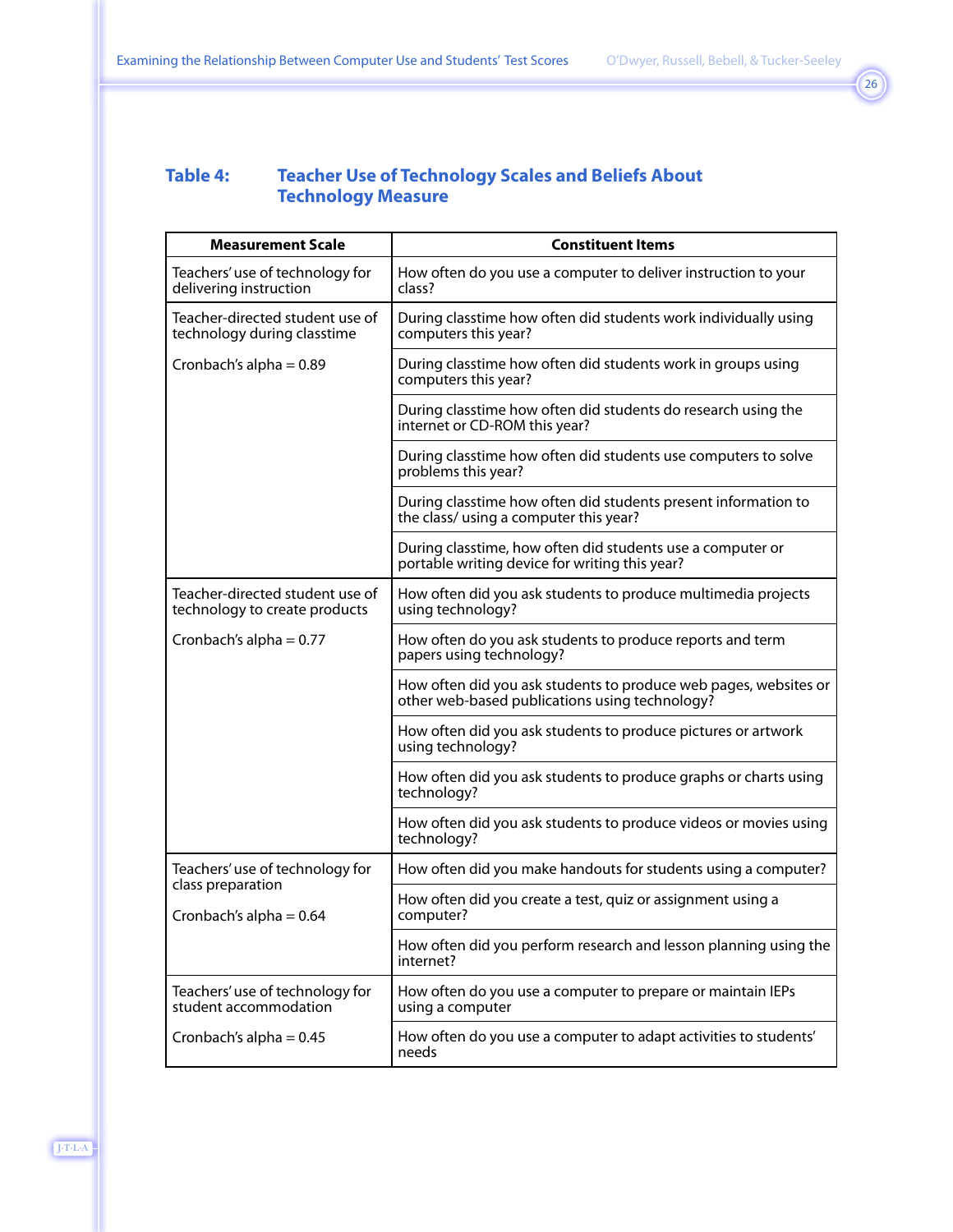**Table 4: Teacher Use of Technology Scales and Beliefs About Technology Measure**

| Measurement Scale | Constituent Items |
|---|---|
| Teachers' use of technology for delivering instruction | How often do you use a computer to deliver instruction to your class? |
| Teacher-directed student use of technology during classtime<br><br>Cronbach's alpha = 0.89 | During classtime how often did students work individually using computers this year? |
| | During classtime how often did students work in groups using computers this year? |
| | During classtime how often did students do research using the internet or CD-ROM this year? |
| | During classtime how often did students use computers to solve problems this year? |
| | During classtime how often did students present information to the class/ using a computer this year? |
| | During classtime, how often did students use a computer or portable writing device for writing this year? |
| Teacher-directed student use of technology to create products<br><br>Cronbach's alpha = 0.77 | How often did you ask students to produce multimedia projects using technology? |
| | How often do you ask students to produce reports and term papers using technology? |
| | How often did you ask students to produce web pages, websites or other web-based publications using technology? |
| | How often did you ask students to produce pictures or artwork using technology? |
| | How often did you ask students to produce graphs or charts using technology? |
| | How often did you ask students to produce videos or movies using technology? |
| Teachers' use of technology for class preparation<br><br>Cronbach's alpha = 0.64 | How often did you make handouts for students using a computer? |
| | How often did you create a test, quiz or assignment using a computer? |
| | How often did you perform research and lesson planning using the internet? |
| Teachers' use of technology for student accommodation<br><br>Cronbach's alpha = 0.45 | How often do you use a computer to prepare or maintain IEPs using a computer |
| | How often do you use a computer to adapt activities to students' needs |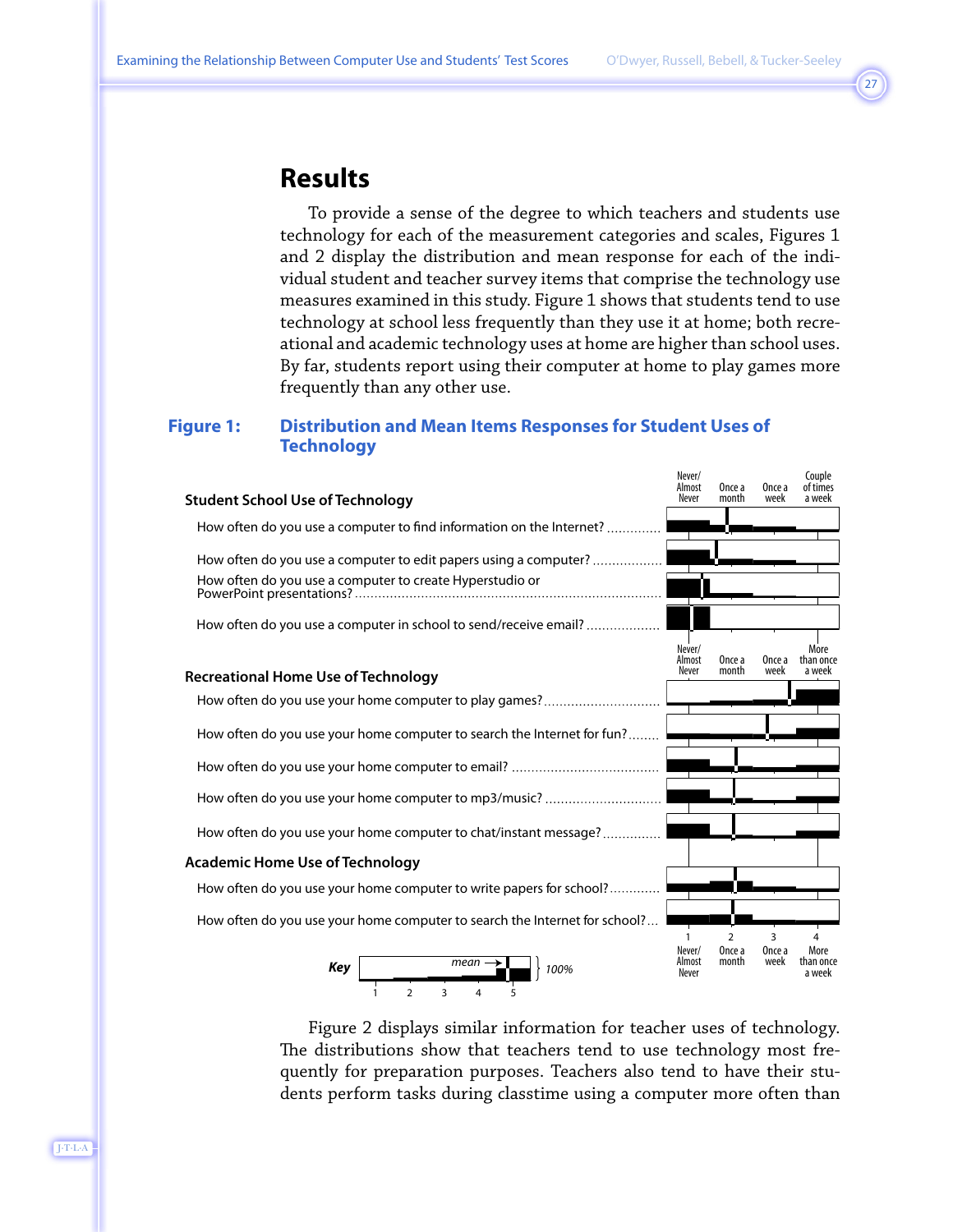# Results

To provide a sense of the degree to which teachers and students use technology for each of the measurement categories and scales, Figures 1 and 2 display the distribution and mean response for each of the individual student and teacher survey items that comprise the technology use measures examined in this study. Figure 1 shows that students tend to use technology at school less frequently than they use it at home; both recreational and academic technology uses at home are higher than school uses. By far, students report using their computer at home to play games more frequently than any other use.

**Figure 1: Distribution and Mean Items Responses for Student Uses of Technology**

**Student School Use of Technology** (Never/Almost Never; Once a month; Once a week; Couple of times a week)

- How often do you use a computer to find information on the Internet?
- How often do you use a computer to edit papers using a computer?
- How often do you use a computer to create Hyperstudio or PowerPoint presentations?
- How often do you use a computer in school to send/receive email?

**Recreational Home Use of Technology** (Never/Almost Never; Once a month; Once a week; More than once a week)

- How often do you use your home computer to play games?
- How often do you use your home computer to search the Internet for fun?
- How often do you use your home computer to email?
- How often do you use your home computer to mp3/music?
- How often do you use your home computer to chat/instant message?

**Academic Home Use of Technology**

- How often do you use your home computer to write papers for school?
- How often do you use your home computer to search the Internet for school?

1 Never/Almost Never; 2 Once a month; 3 Once a week; 4 More than once a week

Key: mean → ; 100%; 1 2 3 4 5

Figure 2 displays similar information for teacher uses of technology. The distributions show that teachers tend to use technology most frequently for preparation purposes. Teachers also tend to have their students perform tasks during classtime using a computer more often than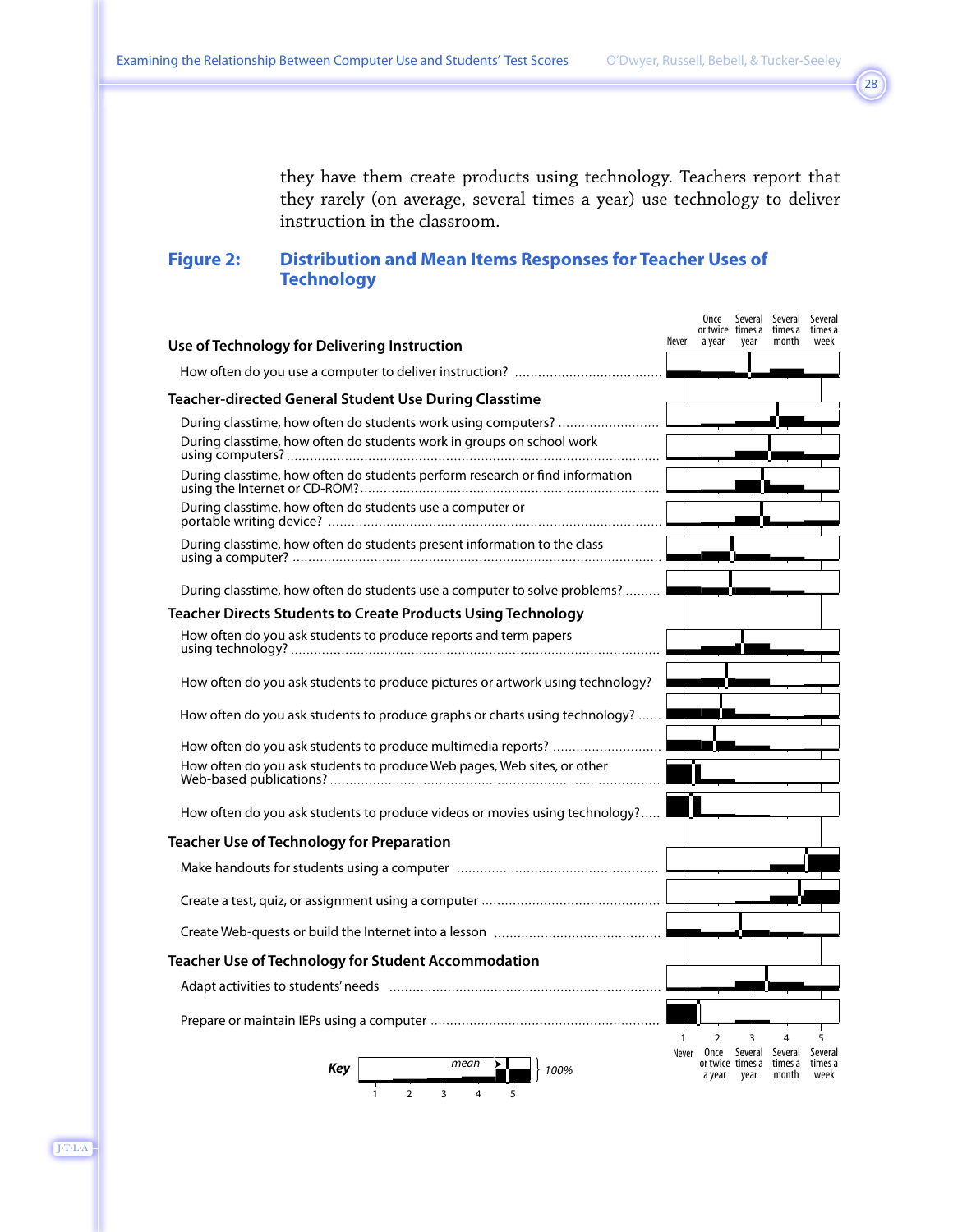they have them create products using technology. Teachers report that they rarely (on average, several times a year) use technology to deliver instruction in the classroom.

## Figure 2: Distribution and Mean Items Responses for Teacher Uses of Technology

Never | Once or twice a year | Several times a year | Several times a month | Several times a week

**Use of Technology for Delivering Instruction**

How often do you use a computer to deliver instruction?

**Teacher-directed General Student Use During Classtime**

During classtime, how often do students work using computers?

During classtime, how often do students work in groups on school work using computers?

During classtime, how often do students perform research or find information using the Internet or CD-ROM?

During classtime, how often do students use a computer or portable writing device?

During classtime, how often do students present information to the class using a computer?

During classtime, how often do students use a computer to solve problems?

**Teacher Directs Students to Create Products Using Technology**

How often do you ask students to produce reports and term papers using technology?

How often do you ask students to produce pictures or artwork using technology?

How often do you ask students to produce graphs or charts using technology?

How often do you ask students to produce multimedia reports?

How often do you ask students to produce Web pages, Web sites, or other Web-based publications?

How often do you ask students to produce videos or movies using technology?

**Teacher Use of Technology for Preparation**

Make handouts for students using a computer

Create a test, quiz, or assignment using a computer

Create Web-quests or build the Internet into a lesson

**Teacher Use of Technology for Student Accommodation**

Adapt activities to students' needs

Prepare or maintain IEPs using a computer

1 Never | 2 Once or twice a year | 3 Several times a year | 4 Several times a month | 5 Several times a week

*Key*: mean → 100%; 1 2 3 4 5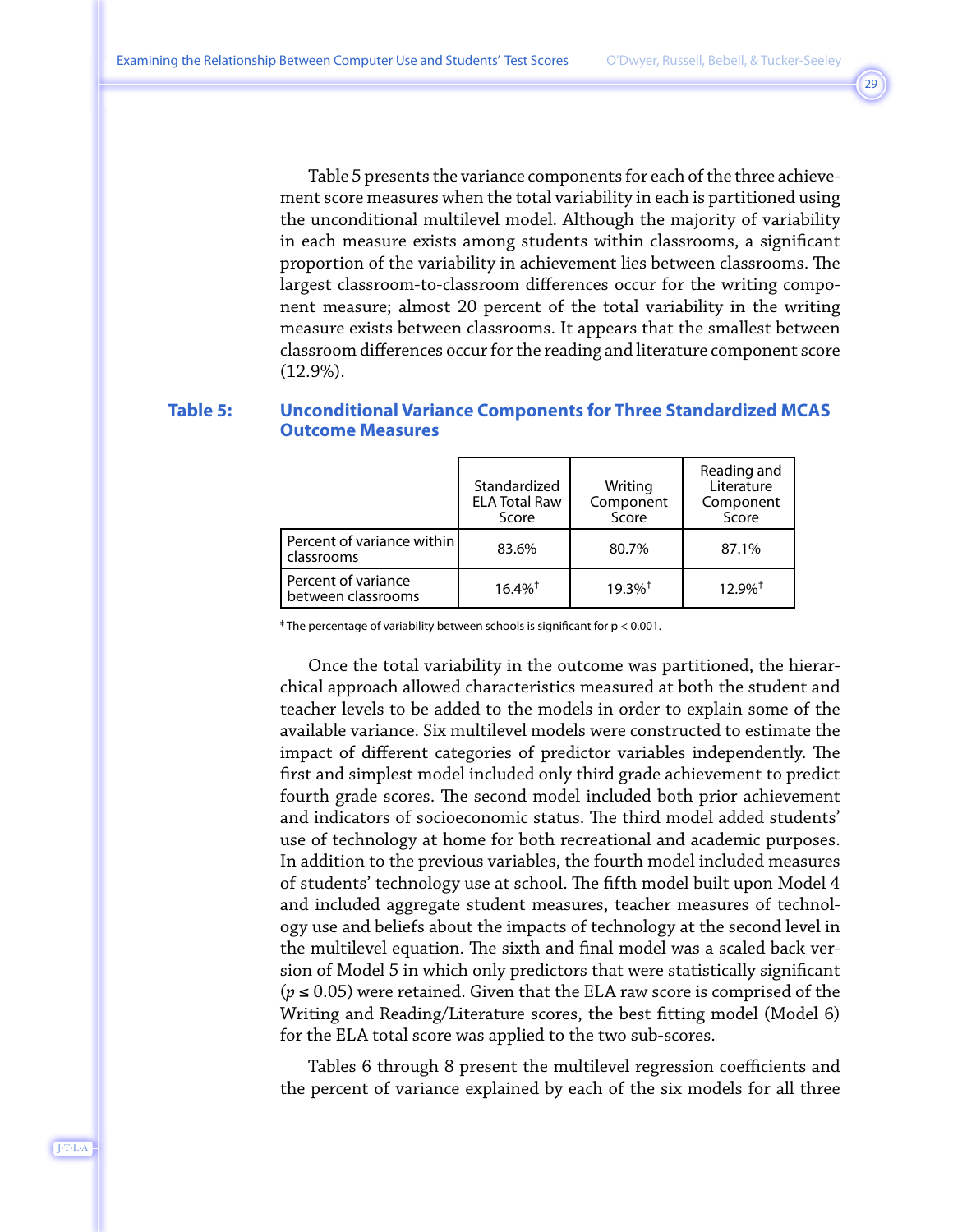Table 5 presents the variance components for each of the three achievement score measures when the total variability in each is partitioned using the unconditional multilevel model. Although the majority of variability in each measure exists among students within classrooms, a significant proportion of the variability in achievement lies between classrooms. The largest classroom-to-classroom differences occur for the writing component measure; almost 20 percent of the total variability in the writing measure exists between classrooms. It appears that the smallest between classroom differences occur for the reading and literature component score (12.9%).

**Table 5: Unconditional Variance Components for Three Standardized MCAS Outcome Measures**

| | Standardized ELA Total Raw Score | Writing Component Score | Reading and Literature Component Score |
|---|---|---|---|
| Percent of variance within classrooms | 83.6% | 80.7% | 87.1% |
| Percent of variance between classrooms | 16.4%‡ | 19.3%‡ | 12.9%‡ |

‡ The percentage of variability between schools is significant for $p < 0.001$.

Once the total variability in the outcome was partitioned, the hierarchical approach allowed characteristics measured at both the student and teacher levels to be added to the models in order to explain some of the available variance. Six multilevel models were constructed to estimate the impact of different categories of predictor variables independently. The first and simplest model included only third grade achievement to predict fourth grade scores. The second model included both prior achievement and indicators of socioeconomic status. The third model added students' use of technology at home for both recreational and academic purposes. In addition to the previous variables, the fourth model included measures of students' technology use at school. The fifth model built upon Model 4 and included aggregate student measures, teacher measures of technology use and beliefs about the impacts of technology at the second level in the multilevel equation. The sixth and final model was a scaled back version of Model 5 in which only predictors that were statistically significant ($p \leq 0.05$) were retained. Given that the ELA raw score is comprised of the Writing and Reading/Literature scores, the best fitting model (Model 6) for the ELA total score was applied to the two sub-scores.

Tables 6 through 8 present the multilevel regression coefficients and the percent of variance explained by each of the six models for all three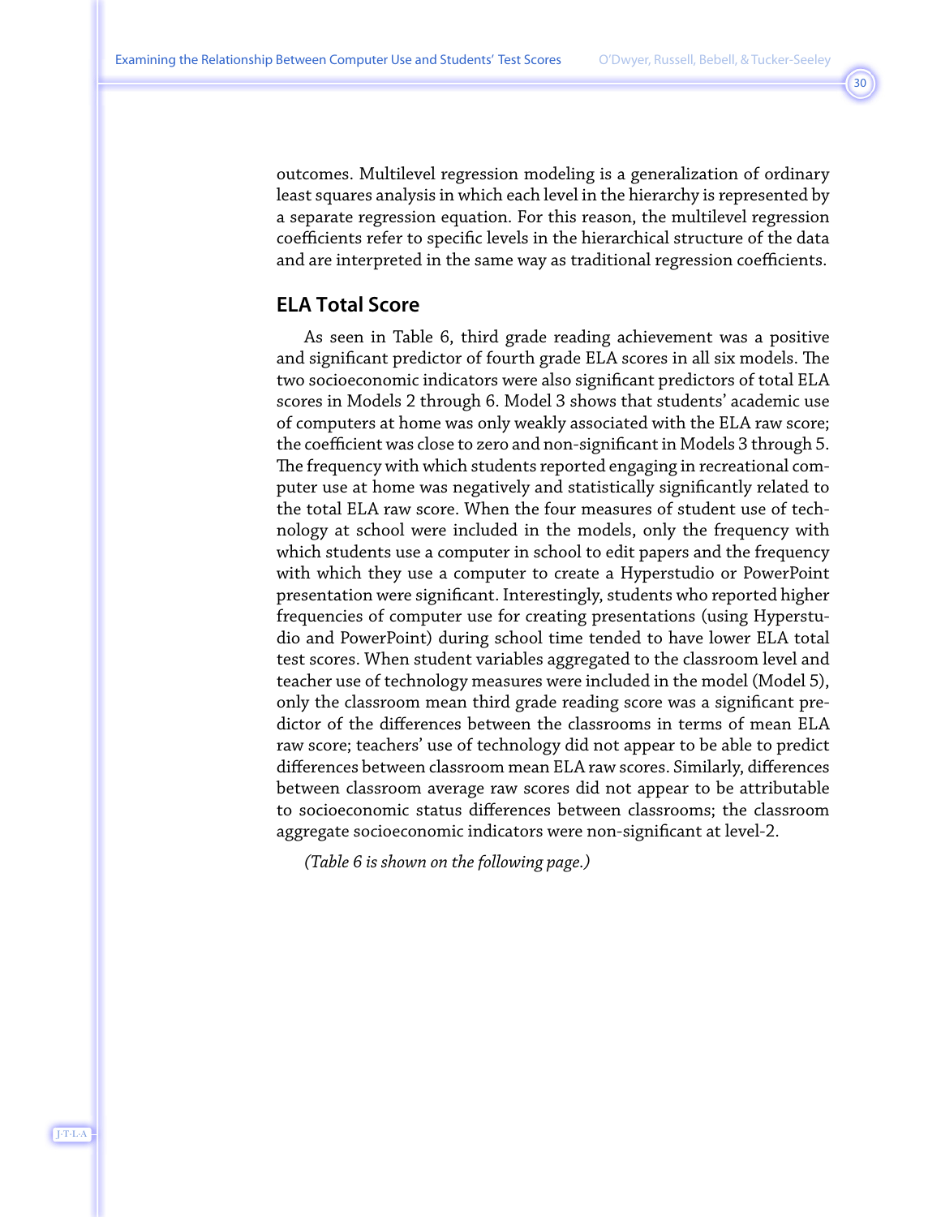outcomes. Multilevel regression modeling is a generalization of ordinary least squares analysis in which each level in the hierarchy is represented by a separate regression equation. For this reason, the multilevel regression coefficients refer to specific levels in the hierarchical structure of the data and are interpreted in the same way as traditional regression coefficients.

## ELA Total Score

As seen in Table 6, third grade reading achievement was a positive and significant predictor of fourth grade ELA scores in all six models. The two socioeconomic indicators were also significant predictors of total ELA scores in Models 2 through 6. Model 3 shows that students' academic use of computers at home was only weakly associated with the ELA raw score; the coefficient was close to zero and non-significant in Models 3 through 5. The frequency with which students reported engaging in recreational computer use at home was negatively and statistically significantly related to the total ELA raw score. When the four measures of student use of technology at school were included in the models, only the frequency with which students use a computer in school to edit papers and the frequency with which they use a computer to create a Hyperstudio or PowerPoint presentation were significant. Interestingly, students who reported higher frequencies of computer use for creating presentations (using Hyperstudio and PowerPoint) during school time tended to have lower ELA total test scores. When student variables aggregated to the classroom level and teacher use of technology measures were included in the model (Model 5), only the classroom mean third grade reading score was a significant predictor of the differences between the classrooms in terms of mean ELA raw score; teachers' use of technology did not appear to be able to predict differences between classroom mean ELA raw scores. Similarly, differences between classroom average raw scores did not appear to be attributable to socioeconomic status differences between classrooms; the classroom aggregate socioeconomic indicators were non-significant at level-2.

*(Table 6 is shown on the following page.)*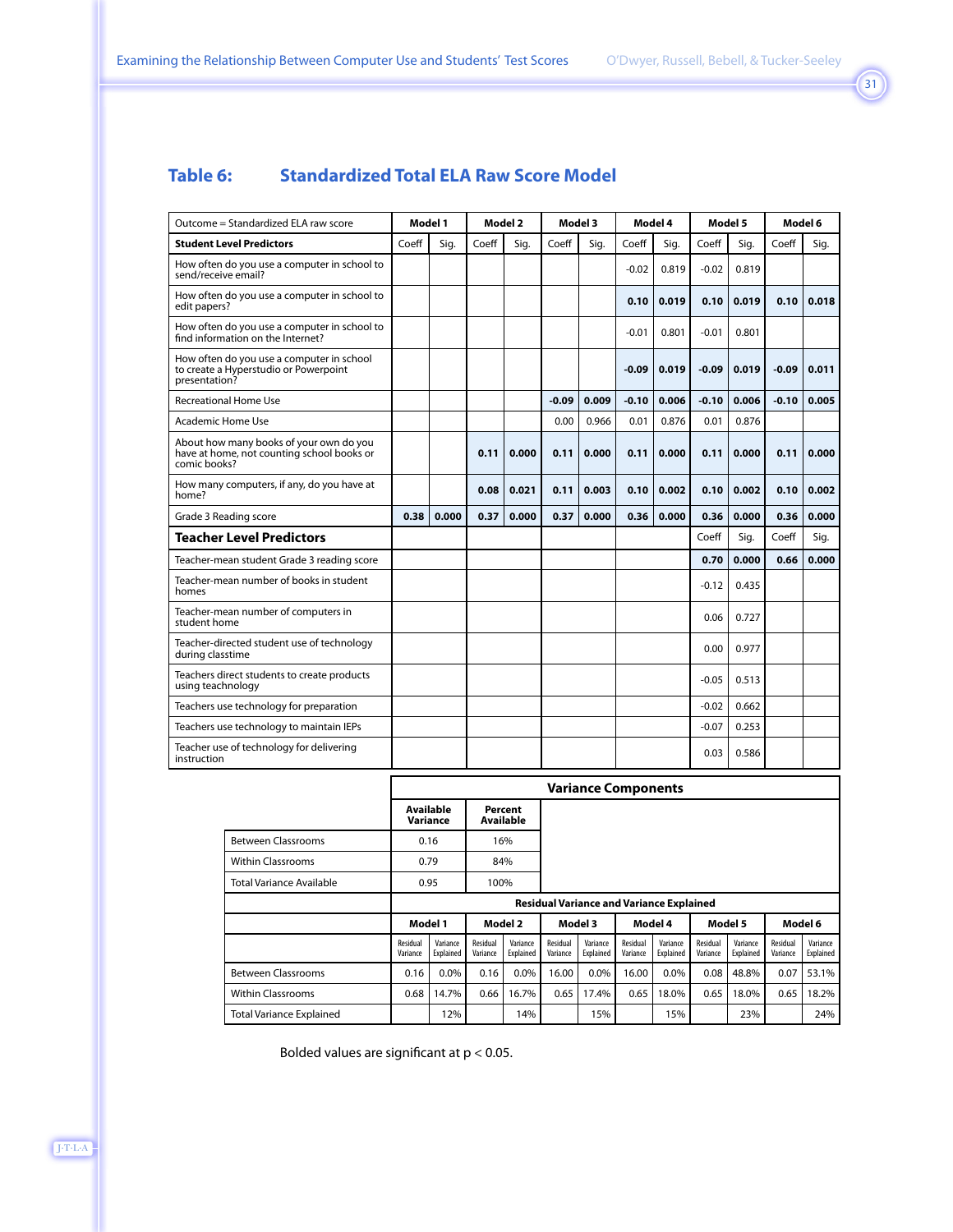## Table 6: Standardized Total ELA Raw Score Model

| Outcome = Standardized ELA raw score | Model 1 | | Model 2 | | Model 3 | | Model 4 | | Model 5 | | Model 6 | |
|---|---|---|---|---|---|---|---|---|---|---|---|---|
| **Student Level Predictors** | Coeff | Sig. | Coeff | Sig. | Coeff | Sig. | Coeff | Sig. | Coeff | Sig. | Coeff | Sig. |
| How often do you use a computer in school to send/receive email? | | | | | | | -0.02 | 0.819 | -0.02 | 0.819 | | |
| How often do you use a computer in school to edit papers? | | | | | | | **0.10** | **0.019** | **0.10** | **0.019** | **0.10** | **0.018** |
| How often do you use a computer in school to find information on the Internet? | | | | | | | -0.01 | 0.801 | -0.01 | 0.801 | | |
| How often do you use a computer in school to create a Hyperstudio or Powerpoint presentation? | | | | | | | **-0.09** | **0.019** | **-0.09** | **0.019** | **-0.09** | **0.011** |
| Recreational Home Use | | | | | **-0.09** | **0.009** | **-0.10** | **0.006** | **-0.10** | **0.006** | **-0.10** | **0.005** |
| Academic Home Use | | | | | 0.00 | 0.966 | 0.01 | 0.876 | 0.01 | 0.876 | | |
| About how many books of your own do you have at home, not counting school books or comic books? | | | **0.11** | **0.000** | **0.11** | **0.000** | **0.11** | **0.000** | **0.11** | **0.000** | **0.11** | **0.000** |
| How many computers, if any, do you have at home? | | | **0.08** | **0.021** | **0.11** | **0.003** | **0.10** | **0.002** | **0.10** | **0.002** | **0.10** | **0.002** |
| Grade 3 Reading score | **0.38** | **0.000** | **0.37** | **0.000** | **0.37** | **0.000** | **0.36** | **0.000** | **0.36** | **0.000** | **0.36** | **0.000** |
| **Teacher Level Predictors** | | | | | | | | | Coeff | Sig. | Coeff | Sig. |
| Teacher-mean student Grade 3 reading score | | | | | | | | | **0.70** | **0.000** | **0.66** | **0.000** |
| Teacher-mean number of books in student homes | | | | | | | | | -0.12 | 0.435 | | |
| Teacher-mean number of computers in student home | | | | | | | | | 0.06 | 0.727 | | |
| Teacher-directed student use of technology during classtime | | | | | | | | | 0.00 | 0.977 | | |
| Teachers direct students to create products using teachnology | | | | | | | | | -0.05 | 0.513 | | |
| Teachers use technology for preparation | | | | | | | | | -0.02 | 0.662 | | |
| Teachers use technology to maintain IEPs | | | | | | | | | -0.07 | 0.253 | | |
| Teacher use of technology for delivering instruction | | | | | | | | | 0.03 | 0.586 | | |

| Variance Components | Available Variance | Percent Available |
|---|---|---|
| Between Classrooms | 0.16 | 16% |
| Within Classrooms | 0.79 | 84% |
| Total Variance Available | 0.95 | 100% |

| Residual Variance and Variance Explained | Model 1 | | Model 2 | | Model 3 | | Model 4 | | Model 5 | | Model 6 | |
|---|---|---|---|---|---|---|---|---|---|---|---|---|
| | Residual Variance | Variance Explained | Residual Variance | Variance Explained | Residual Variance | Variance Explained | Residual Variance | Variance Explained | Residual Variance | Variance Explained | Residual Variance | Variance Explained |
| Between Classrooms | 0.16 | 0.0% | 0.16 | 0.0% | 16.00 | 0.0% | 16.00 | 0.0% | 0.08 | 48.8% | 0.07 | 53.1% |
| Within Classrooms | 0.68 | 14.7% | 0.66 | 16.7% | 0.65 | 17.4% | 0.65 | 18.0% | 0.65 | 18.0% | 0.65 | 18.2% |
| Total Variance Explained | | 12% | | 14% | | 15% | | 15% | | 23% | | 24% |

Bolded values are significant at $p < 0.05$.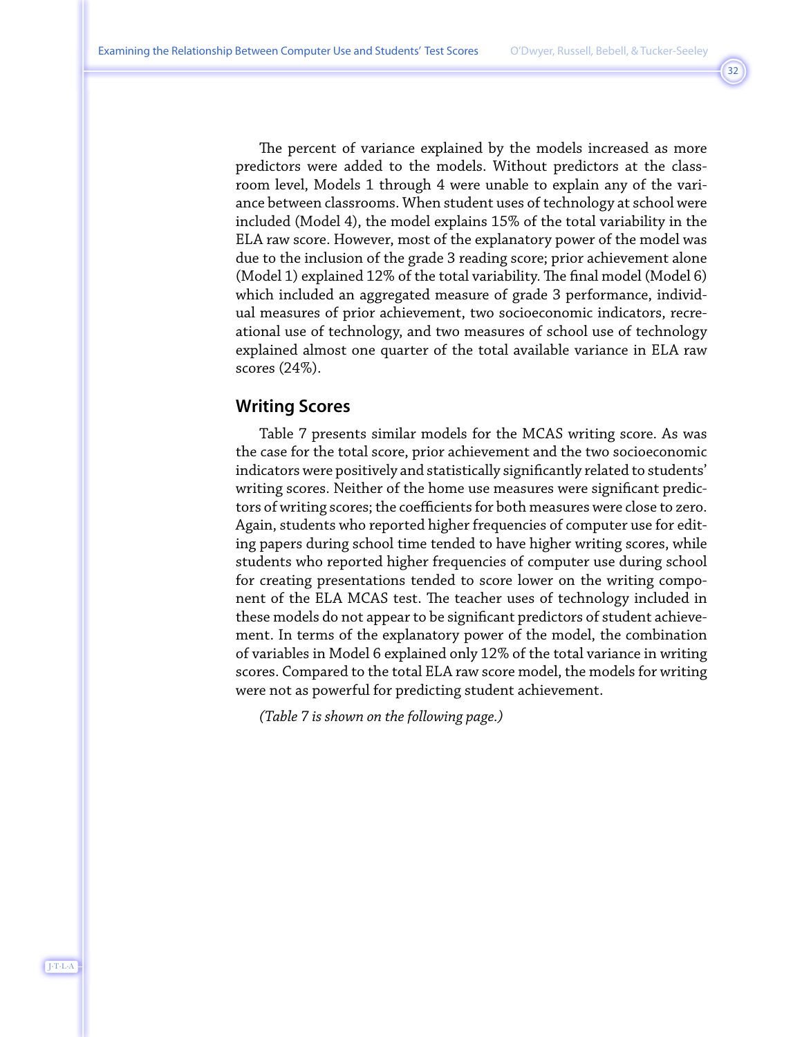The percent of variance explained by the models increased as more predictors were added to the models. Without predictors at the classroom level, Models 1 through 4 were unable to explain any of the variance between classrooms. When student uses of technology at school were included (Model 4), the model explains 15% of the total variability in the ELA raw score. However, most of the explanatory power of the model was due to the inclusion of the grade 3 reading score; prior achievement alone (Model 1) explained 12% of the total variability. The final model (Model 6) which included an aggregated measure of grade 3 performance, individual measures of prior achievement, two socioeconomic indicators, recreational use of technology, and two measures of school use of technology explained almost one quarter of the total available variance in ELA raw scores (24%).

## Writing Scores

Table 7 presents similar models for the MCAS writing score. As was the case for the total score, prior achievement and the two socioeconomic indicators were positively and statistically significantly related to students' writing scores. Neither of the home use measures were significant predictors of writing scores; the coefficients for both measures were close to zero. Again, students who reported higher frequencies of computer use for editing papers during school time tended to have higher writing scores, while students who reported higher frequencies of computer use during school for creating presentations tended to score lower on the writing component of the ELA MCAS test. The teacher uses of technology included in these models do not appear to be significant predictors of student achievement. In terms of the explanatory power of the model, the combination of variables in Model 6 explained only 12% of the total variance in writing scores. Compared to the total ELA raw score model, the models for writing were not as powerful for predicting student achievement.

*(Table 7 is shown on the following page.)*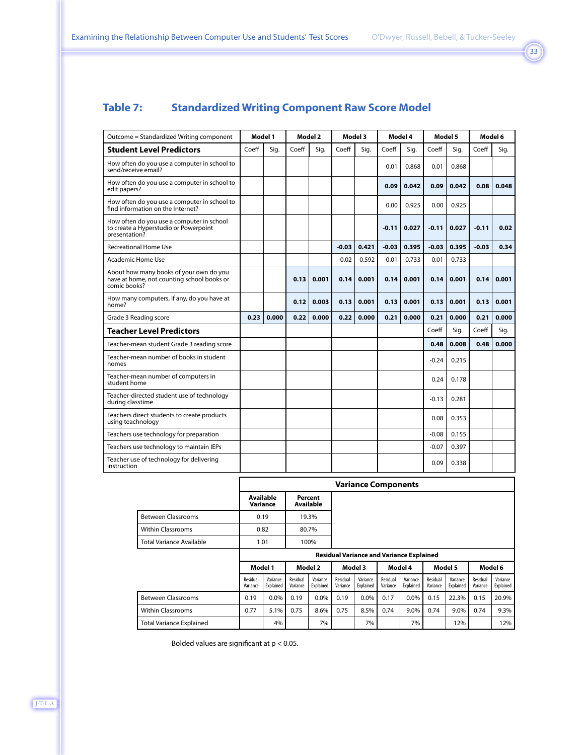## Table 7: Standardized Writing Component Raw Score Model

| Outcome = Standardized Writing component | Model 1 | | Model 2 | | Model 3 | | Model 4 | | Model 5 | | Model 6 | |
|---|---|---|---|---|---|---|---|---|---|---|---|---|
| **Student Level Predictors** | Coeff | Sig. | Coeff | Sig. | Coeff | Sig. | Coeff | Sig. | Coeff | Sig. | Coeff | Sig. |
| How often do you use a computer in school to send/receive email? | | | | | | | 0.01 | 0.868 | 0.01 | 0.868 | | |
| How often do you use a computer in school to edit papers? | | | | | | | **0.09** | **0.042** | **0.09** | **0.042** | **0.08** | **0.048** |
| How often do you use a computer in school to find information on the Internet? | | | | | | | 0.00 | 0.925 | 0.00 | 0.925 | | |
| How often do you use a computer in school to create a Hyperstudio or Powerpoint presentation? | | | | | | | **-0.11** | **0.027** | **-0.11** | **0.027** | **-0.11** | **0.02** |
| Recreational Home Use | | | | | **-0.03** | **0.421** | **-0.03** | **0.395** | **-0.03** | **0.395** | **-0.03** | **0.34** |
| Academic Home Use | | | | | -0.02 | 0.592 | -0.01 | 0.733 | -0.01 | 0.733 | | |
| About how many books of your own do you have at home, not counting school books or comic books? | | | **0.13** | **0.001** | **0.14** | **0.001** | **0.14** | **0.001** | **0.14** | **0.001** | **0.14** | **0.001** |
| How many computers, if any, do you have at home? | | | **0.12** | **0.003** | **0.13** | **0.001** | **0.13** | **0.001** | **0.13** | **0.001** | **0.13** | **0.001** |
| Grade 3 Reading score | **0.23** | **0.000** | **0.22** | **0.000** | **0.22** | **0.000** | **0.21** | **0.000** | **0.21** | **0.000** | **0.21** | **0.000** |
| **Teacher Level Predictors** | | | | | | | | | Coeff | Sig. | Coeff | Sig. |
| Teacher-mean student Grade 3 reading score | | | | | | | | | **0.48** | **0.008** | **0.48** | **0.000** |
| Teacher-mean number of books in student homes | | | | | | | | | -0.24 | 0.215 | | |
| Teacher-mean number of computers in student home | | | | | | | | | 0.24 | 0.178 | | |
| Teacher-directed student use of technology during classtime | | | | | | | | | -0.13 | 0.281 | | |
| Teachers direct students to create products using teachnology | | | | | | | | | 0.08 | 0.353 | | |
| Teachers use technology for preparation | | | | | | | | | -0.08 | 0.155 | | |
| Teachers use technology to maintain IEPs | | | | | | | | | -0.07 | 0.397 | | |
| Teacher use of technology for delivering instruction | | | | | | | | | 0.09 | 0.338 | | |

**Variance Components**

| | Available Variance | Percent Available |
|---|---|---|
| Between Classrooms | 0.19 | 19.3% |
| Within Classrooms | 0.82 | 80.7% |
| Total Variance Available | 1.01 | 100% |

**Residual Variance and Variance Explained**

| | Model 1 | | Model 2 | | Model 3 | | Model 4 | | Model 5 | | Model 6 | |
|---|---|---|---|---|---|---|---|---|---|---|---|---|
| | Residual Variance | Variance Explained | Residual Variance | Variance Explained | Residual Variance | Variance Explained | Residual Variance | Variance Explained | Residual Variance | Variance Explained | Residual Variance | Variance Explained |
| Between Classrooms | 0.19 | 0.0% | 0.19 | 0.0% | 0.19 | 0.0% | 0.17 | 0.0% | 0.15 | 22.3% | 0.15 | 20.9% |
| Within Classrooms | 0.77 | 5.1% | 0.75 | 8.6% | 0.75 | 8.5% | 0.74 | 9.0% | 0.74 | 9.0% | 0.74 | 9.3% |
| Total Variance Explained | | 4% | | 7% | | 7% | | 7% | | 12% | | 12% |

Bolded values are significant at $p < 0.05$.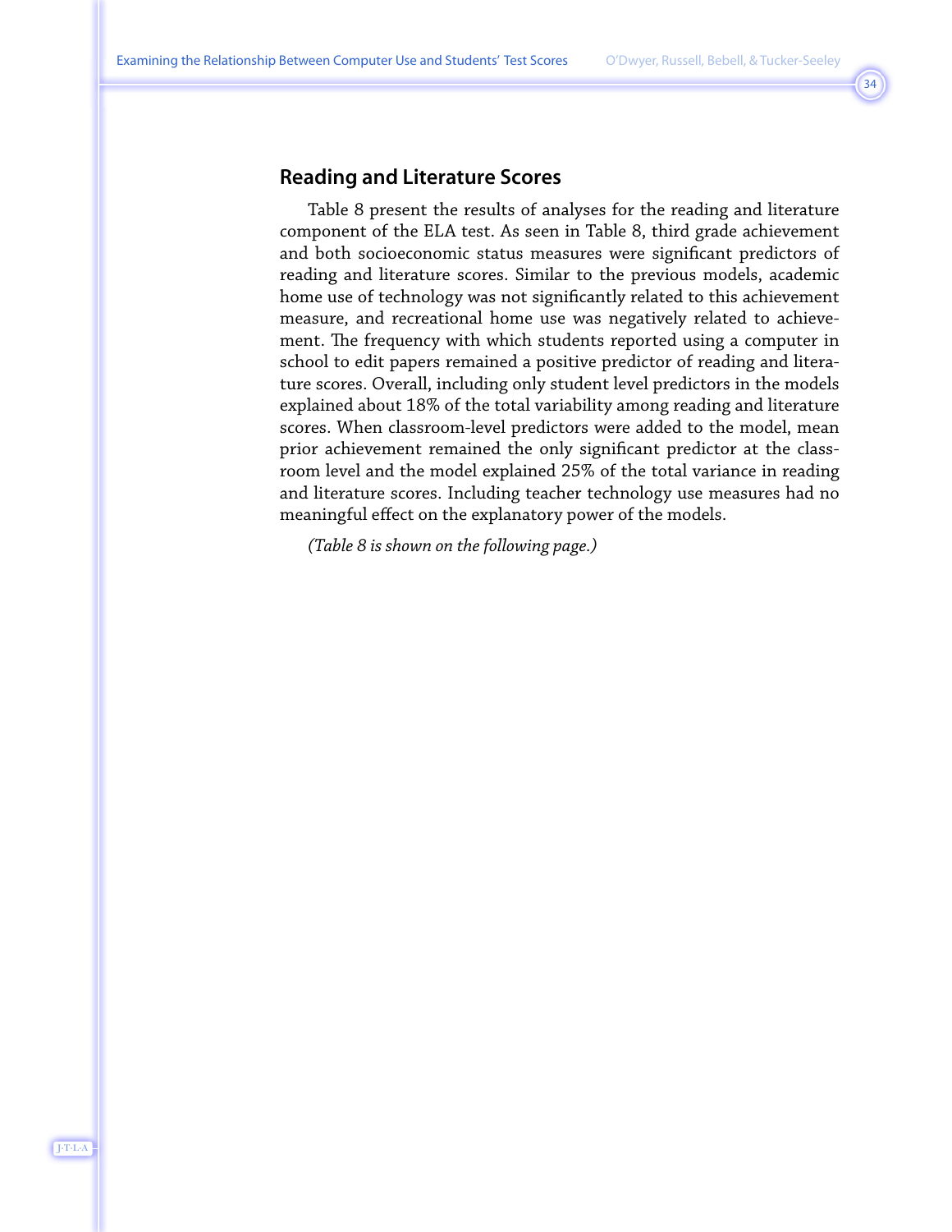## Reading and Literature Scores

Table 8 present the results of analyses for the reading and literature component of the ELA test. As seen in Table 8, third grade achievement and both socioeconomic status measures were significant predictors of reading and literature scores. Similar to the previous models, academic home use of technology was not significantly related to this achievement measure, and recreational home use was negatively related to achievement. The frequency with which students reported using a computer in school to edit papers remained a positive predictor of reading and literature scores. Overall, including only student level predictors in the models explained about 18% of the total variability among reading and literature scores. When classroom-level predictors were added to the model, mean prior achievement remained the only significant predictor at the classroom level and the model explained 25% of the total variance in reading and literature scores. Including teacher technology use measures had no meaningful effect on the explanatory power of the models.

*(Table 8 is shown on the following page.)*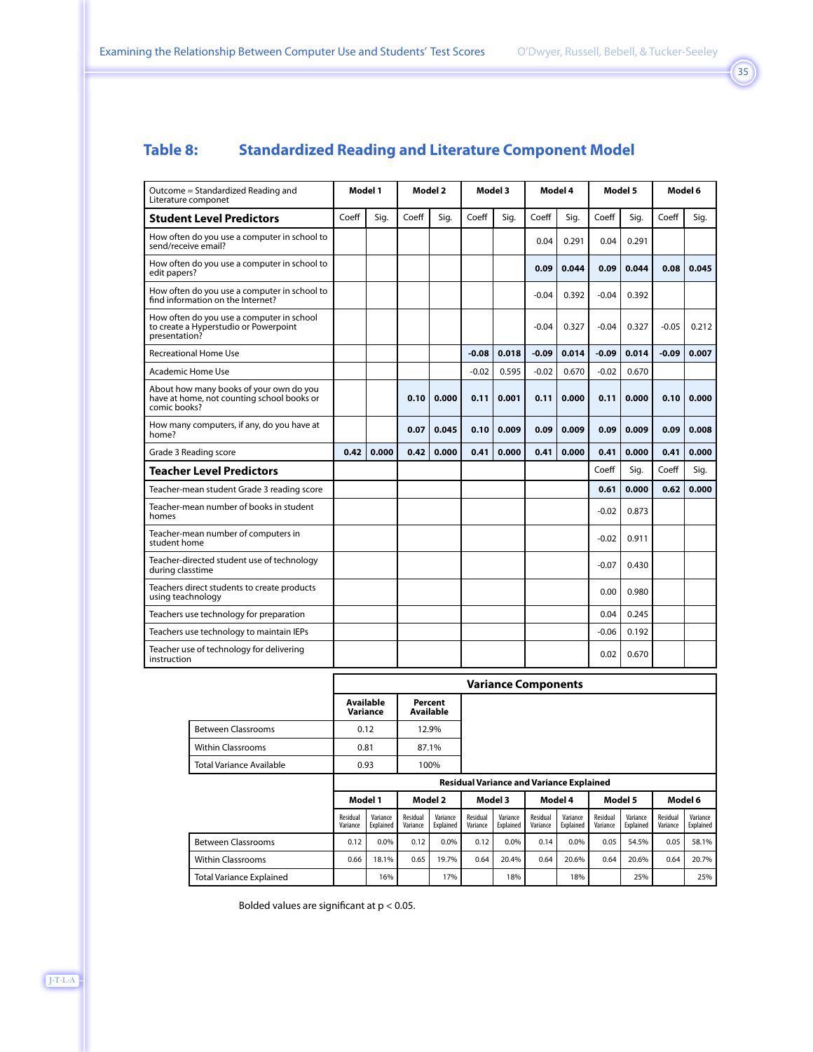## Table 8: Standardized Reading and Literature Component Model

| Outcome = Standardized Reading and Literature componet | Model 1 | | Model 2 | | Model 3 | | Model 4 | | Model 5 | | Model 6 | |
|---|---|---|---|---|---|---|---|---|---|---|---|---|
| **Student Level Predictors** | Coeff | Sig. | Coeff | Sig. | Coeff | Sig. | Coeff | Sig. | Coeff | Sig. | Coeff | Sig. |
| How often do you use a computer in school to send/receive email? | | | | | | | 0.04 | 0.291 | 0.04 | 0.291 | | |
| How often do you use a computer in school to edit papers? | | | | | | | **0.09** | **0.044** | **0.09** | **0.044** | **0.08** | **0.045** |
| How often do you use a computer in school to find information on the Internet? | | | | | | | -0.04 | 0.392 | -0.04 | 0.392 | | |
| How often do you use a computer in school to create a Hyperstudio or Powerpoint presentation? | | | | | | | -0.04 | 0.327 | -0.04 | 0.327 | -0.05 | 0.212 |
| Recreational Home Use | | | | | **-0.08** | **0.018** | **-0.09** | **0.014** | **-0.09** | **0.014** | **-0.09** | **0.007** |
| Academic Home Use | | | | | -0.02 | 0.595 | -0.02 | 0.670 | -0.02 | 0.670 | | |
| About how many books of your own do you have at home, not counting school books or comic books? | | | **0.10** | **0.000** | **0.11** | **0.001** | **0.11** | **0.000** | **0.11** | **0.000** | **0.10** | **0.000** |
| How many computers, if any, do you have at home? | | | **0.07** | **0.045** | **0.10** | **0.009** | **0.09** | **0.009** | **0.09** | **0.009** | **0.09** | **0.008** |
| Grade 3 Reading score | **0.42** | **0.000** | **0.42** | **0.000** | **0.41** | **0.000** | **0.41** | **0.000** | **0.41** | **0.000** | **0.41** | **0.000** |
| **Teacher Level Predictors** | | | | | | | | | Coeff | Sig. | Coeff | Sig. |
| Teacher-mean student Grade 3 reading score | | | | | | | | | **0.61** | **0.000** | **0.62** | **0.000** |
| Teacher-mean number of books in student homes | | | | | | | | | -0.02 | 0.873 | | |
| Teacher-mean number of computers in student home | | | | | | | | | -0.02 | 0.911 | | |
| Teacher-directed student use of technology during classtime | | | | | | | | | -0.07 | 0.430 | | |
| Teachers direct students to create products using teachnology | | | | | | | | | 0.00 | 0.980 | | |
| Teachers use technology for preparation | | | | | | | | | 0.04 | 0.245 | | |
| Teachers use technology to maintain IEPs | | | | | | | | | -0.06 | 0.192 | | |
| Teacher use of technology for delivering instruction | | | | | | | | | 0.02 | 0.670 | | |

**Variance Components**

| | Available Variance | Percent Available |
|---|---|---|
| Between Classrooms | 0.12 | 12.9% |
| Within Classrooms | 0.81 | 87.1% |
| Total Variance Available | 0.93 | 100% |

**Residual Variance and Variance Explained**

| | Model 1 | | Model 2 | | Model 3 | | Model 4 | | Model 5 | | Model 6 | |
|---|---|---|---|---|---|---|---|---|---|---|---|---|
| | Residual Variance | Variance Explained | Residual Variance | Variance Explained | Residual Variance | Variance Explained | Residual Variance | Variance Explained | Residual Variance | Variance Explained | Residual Variance | Variance Explained |
| Between Classrooms | 0.12 | 0.0% | 0.12 | 0.0% | 0.12 | 0.0% | 0.14 | 0.0% | 0.05 | 54.5% | 0.05 | 58.1% |
| Within Classrooms | 0.66 | 18.1% | 0.65 | 19.7% | 0.64 | 20.4% | 0.64 | 20.6% | 0.64 | 20.6% | 0.64 | 20.7% |
| Total Variance Explained | | 16% | | 17% | | 18% | | 18% | | 25% | | 25% |

Bolded values are significant at $p < 0.05$.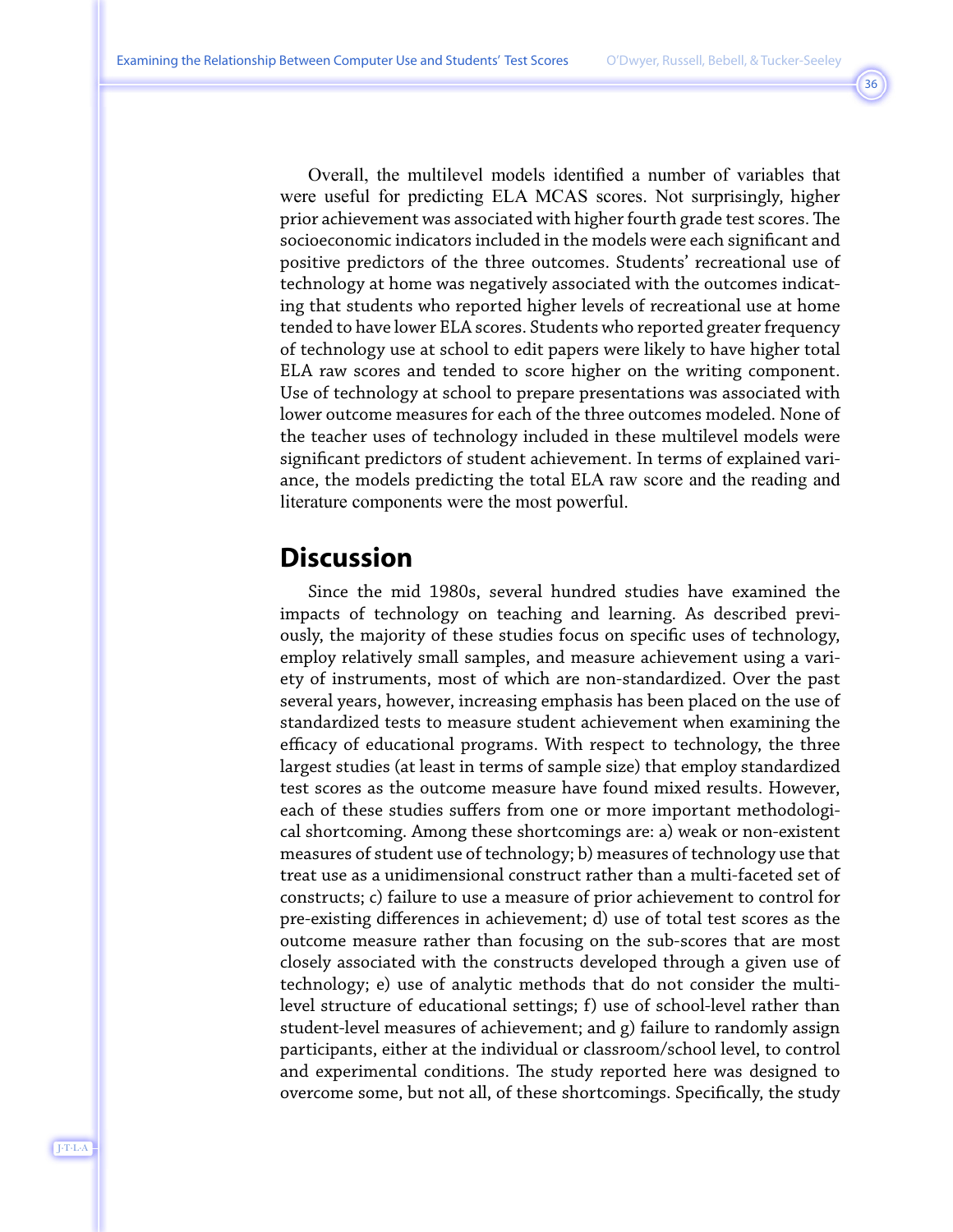Overall, the multilevel models identified a number of variables that were useful for predicting ELA MCAS scores. Not surprisingly, higher prior achievement was associated with higher fourth grade test scores. The socioeconomic indicators included in the models were each significant and positive predictors of the three outcomes. Students' recreational use of technology at home was negatively associated with the outcomes indicating that students who reported higher levels of recreational use at home tended to have lower ELA scores. Students who reported greater frequency of technology use at school to edit papers were likely to have higher total ELA raw scores and tended to score higher on the writing component. Use of technology at school to prepare presentations was associated with lower outcome measures for each of the three outcomes modeled. None of the teacher uses of technology included in these multilevel models were significant predictors of student achievement. In terms of explained variance, the models predicting the total ELA raw score and the reading and literature components were the most powerful.

## Discussion

Since the mid 1980s, several hundred studies have examined the impacts of technology on teaching and learning. As described previously, the majority of these studies focus on specific uses of technology, employ relatively small samples, and measure achievement using a variety of instruments, most of which are non-standardized. Over the past several years, however, increasing emphasis has been placed on the use of standardized tests to measure student achievement when examining the efficacy of educational programs. With respect to technology, the three largest studies (at least in terms of sample size) that employ standardized test scores as the outcome measure have found mixed results. However, each of these studies suffers from one or more important methodological shortcoming. Among these shortcomings are: a) weak or non-existent measures of student use of technology; b) measures of technology use that treat use as a unidimensional construct rather than a multi-faceted set of constructs; c) failure to use a measure of prior achievement to control for pre-existing differences in achievement; d) use of total test scores as the outcome measure rather than focusing on the sub-scores that are most closely associated with the constructs developed through a given use of technology; e) use of analytic methods that do not consider the multilevel structure of educational settings; f) use of school-level rather than student-level measures of achievement; and g) failure to randomly assign participants, either at the individual or classroom/school level, to control and experimental conditions. The study reported here was designed to overcome some, but not all, of these shortcomings. Specifically, the study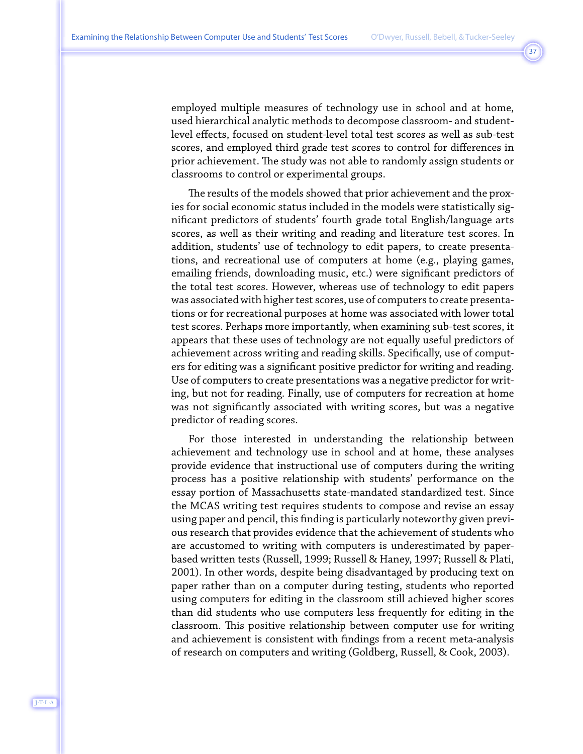employed multiple measures of technology use in school and at home, used hierarchical analytic methods to decompose classroom- and student-level effects, focused on student-level total test scores as well as sub-test scores, and employed third grade test scores to control for differences in prior achievement. The study was not able to randomly assign students or classrooms to control or experimental groups.

The results of the models showed that prior achievement and the proxies for social economic status included in the models were statistically significant predictors of students' fourth grade total English/language arts scores, as well as their writing and reading and literature test scores. In addition, students' use of technology to edit papers, to create presentations, and recreational use of computers at home (e.g., playing games, emailing friends, downloading music, etc.) were significant predictors of the total test scores. However, whereas use of technology to edit papers was associated with higher test scores, use of computers to create presentations or for recreational purposes at home was associated with lower total test scores. Perhaps more importantly, when examining sub-test scores, it appears that these uses of technology are not equally useful predictors of achievement across writing and reading skills. Specifically, use of computers for editing was a significant positive predictor for writing and reading. Use of computers to create presentations was a negative predictor for writing, but not for reading. Finally, use of computers for recreation at home was not significantly associated with writing scores, but was a negative predictor of reading scores.

For those interested in understanding the relationship between achievement and technology use in school and at home, these analyses provide evidence that instructional use of computers during the writing process has a positive relationship with students' performance on the essay portion of Massachusetts state-mandated standardized test. Since the MCAS writing test requires students to compose and revise an essay using paper and pencil, this finding is particularly noteworthy given previous research that provides evidence that the achievement of students who are accustomed to writing with computers is underestimated by paper-based written tests (Russell, 1999; Russell & Haney, 1997; Russell & Plati, 2001). In other words, despite being disadvantaged by producing text on paper rather than on a computer during testing, students who reported using computers for editing in the classroom still achieved higher scores than did students who use computers less frequently for editing in the classroom. This positive relationship between computer use for writing and achievement is consistent with findings from a recent meta-analysis of research on computers and writing (Goldberg, Russell, & Cook, 2003).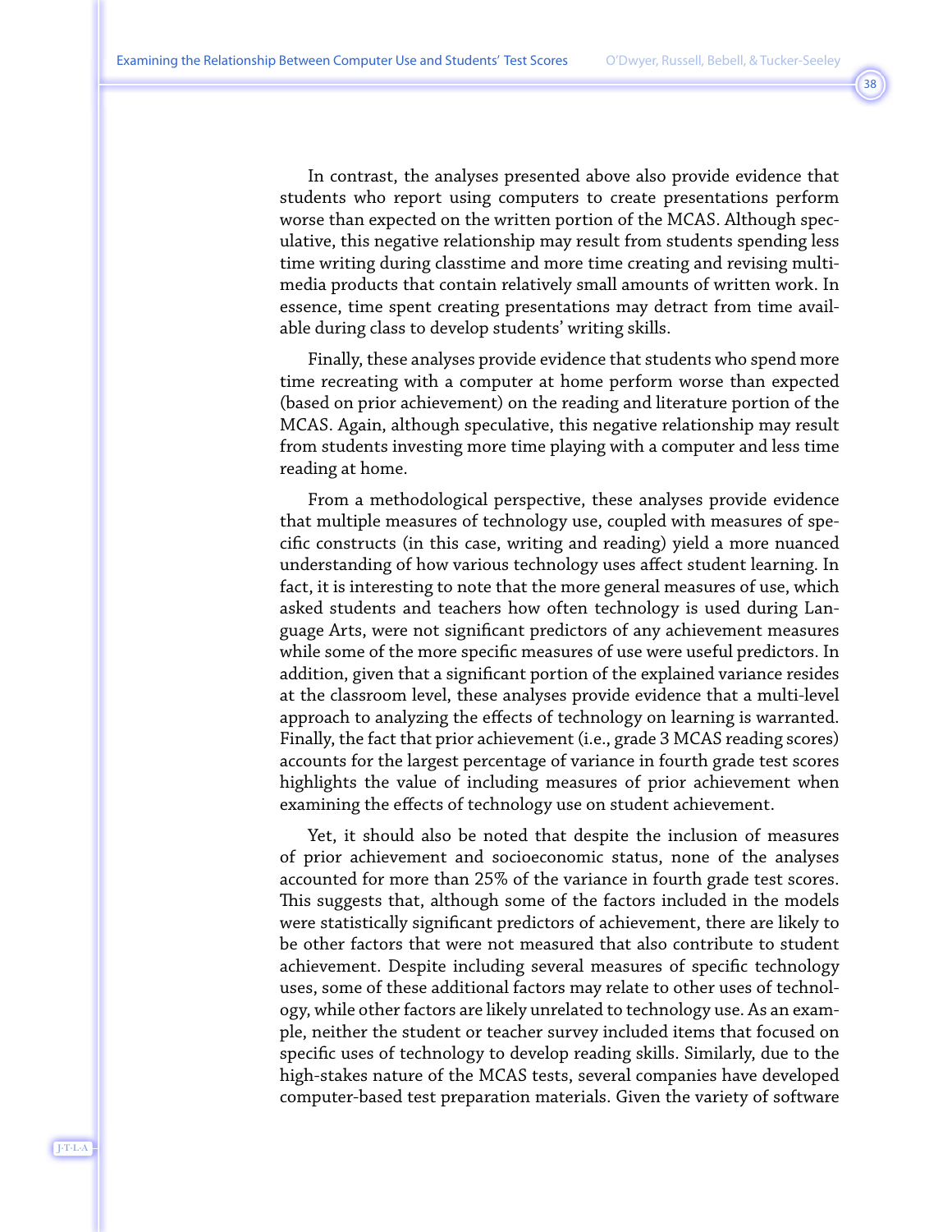In contrast, the analyses presented above also provide evidence that students who report using computers to create presentations perform worse than expected on the written portion of the MCAS. Although speculative, this negative relationship may result from students spending less time writing during classtime and more time creating and revising multimedia products that contain relatively small amounts of written work. In essence, time spent creating presentations may detract from time available during class to develop students' writing skills.

Finally, these analyses provide evidence that students who spend more time recreating with a computer at home perform worse than expected (based on prior achievement) on the reading and literature portion of the MCAS. Again, although speculative, this negative relationship may result from students investing more time playing with a computer and less time reading at home.

From a methodological perspective, these analyses provide evidence that multiple measures of technology use, coupled with measures of specific constructs (in this case, writing and reading) yield a more nuanced understanding of how various technology uses affect student learning. In fact, it is interesting to note that the more general measures of use, which asked students and teachers how often technology is used during Language Arts, were not significant predictors of any achievement measures while some of the more specific measures of use were useful predictors. In addition, given that a significant portion of the explained variance resides at the classroom level, these analyses provide evidence that a multi-level approach to analyzing the effects of technology on learning is warranted. Finally, the fact that prior achievement (i.e., grade 3 MCAS reading scores) accounts for the largest percentage of variance in fourth grade test scores highlights the value of including measures of prior achievement when examining the effects of technology use on student achievement.

Yet, it should also be noted that despite the inclusion of measures of prior achievement and socioeconomic status, none of the analyses accounted for more than 25% of the variance in fourth grade test scores. This suggests that, although some of the factors included in the models were statistically significant predictors of achievement, there are likely to be other factors that were not measured that also contribute to student achievement. Despite including several measures of specific technology uses, some of these additional factors may relate to other uses of technology, while other factors are likely unrelated to technology use. As an example, neither the student or teacher survey included items that focused on specific uses of technology to develop reading skills. Similarly, due to the high-stakes nature of the MCAS tests, several companies have developed computer-based test preparation materials. Given the variety of software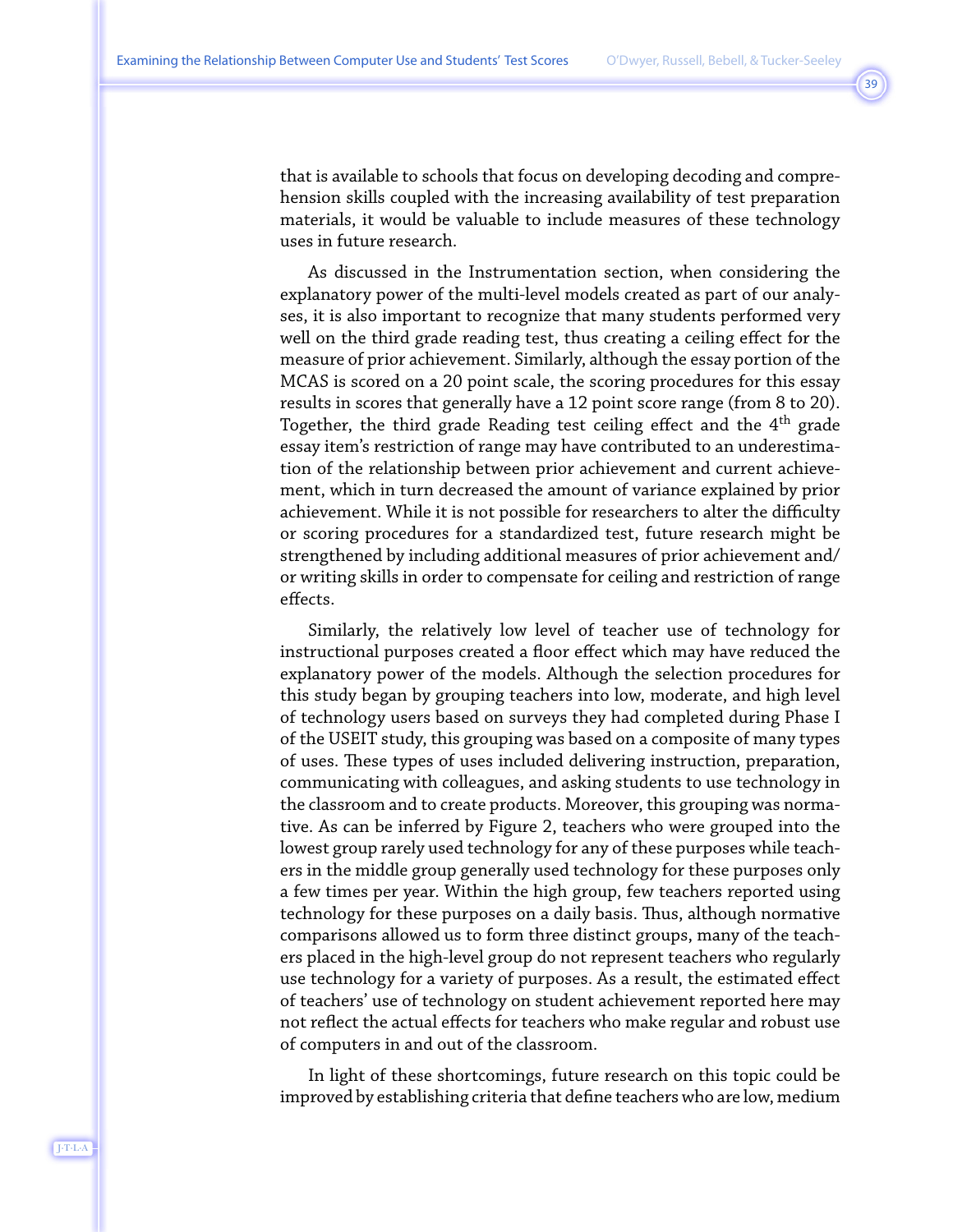that is available to schools that focus on developing decoding and comprehension skills coupled with the increasing availability of test preparation materials, it would be valuable to include measures of these technology uses in future research.

As discussed in the Instrumentation section, when considering the explanatory power of the multi-level models created as part of our analyses, it is also important to recognize that many students performed very well on the third grade reading test, thus creating a ceiling effect for the measure of prior achievement. Similarly, although the essay portion of the MCAS is scored on a 20 point scale, the scoring procedures for this essay results in scores that generally have a 12 point score range (from 8 to 20). Together, the third grade Reading test ceiling effect and the 4$^{th}$ grade essay item's restriction of range may have contributed to an underestimation of the relationship between prior achievement and current achievement, which in turn decreased the amount of variance explained by prior achievement. While it is not possible for researchers to alter the difficulty or scoring procedures for a standardized test, future research might be strengthened by including additional measures of prior achievement and/or writing skills in order to compensate for ceiling and restriction of range effects.

Similarly, the relatively low level of teacher use of technology for instructional purposes created a floor effect which may have reduced the explanatory power of the models. Although the selection procedures for this study began by grouping teachers into low, moderate, and high level of technology users based on surveys they had completed during Phase I of the USEIT study, this grouping was based on a composite of many types of uses. These types of uses included delivering instruction, preparation, communicating with colleagues, and asking students to use technology in the classroom and to create products. Moreover, this grouping was normative. As can be inferred by Figure 2, teachers who were grouped into the lowest group rarely used technology for any of these purposes while teachers in the middle group generally used technology for these purposes only a few times per year. Within the high group, few teachers reported using technology for these purposes on a daily basis. Thus, although normative comparisons allowed us to form three distinct groups, many of the teachers placed in the high-level group do not represent teachers who regularly use technology for a variety of purposes. As a result, the estimated effect of teachers' use of technology on student achievement reported here may not reflect the actual effects for teachers who make regular and robust use of computers in and out of the classroom.

In light of these shortcomings, future research on this topic could be improved by establishing criteria that define teachers who are low, medium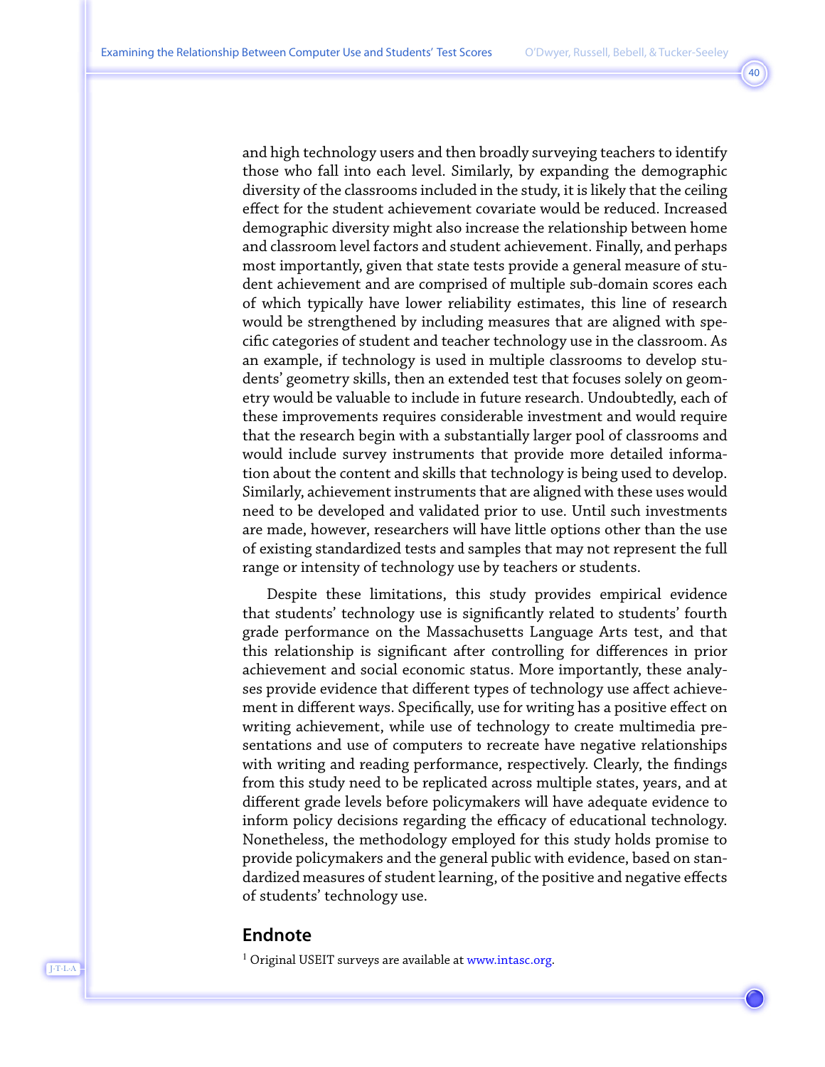and high technology users and then broadly surveying teachers to identify those who fall into each level. Similarly, by expanding the demographic diversity of the classrooms included in the study, it is likely that the ceiling effect for the student achievement covariate would be reduced. Increased demographic diversity might also increase the relationship between home and classroom level factors and student achievement. Finally, and perhaps most importantly, given that state tests provide a general measure of student achievement and are comprised of multiple sub-domain scores each of which typically have lower reliability estimates, this line of research would be strengthened by including measures that are aligned with specific categories of student and teacher technology use in the classroom. As an example, if technology is used in multiple classrooms to develop students' geometry skills, then an extended test that focuses solely on geometry would be valuable to include in future research. Undoubtedly, each of these improvements requires considerable investment and would require that the research begin with a substantially larger pool of classrooms and would include survey instruments that provide more detailed information about the content and skills that technology is being used to develop. Similarly, achievement instruments that are aligned with these uses would need to be developed and validated prior to use. Until such investments are made, however, researchers will have little options other than the use of existing standardized tests and samples that may not represent the full range or intensity of technology use by teachers or students.

Despite these limitations, this study provides empirical evidence that students' technology use is significantly related to students' fourth grade performance on the Massachusetts Language Arts test, and that this relationship is significant after controlling for differences in prior achievement and social economic status. More importantly, these analyses provide evidence that different types of technology use affect achievement in different ways. Specifically, use for writing has a positive effect on writing achievement, while use of technology to create multimedia presentations and use of computers to recreate have negative relationships with writing and reading performance, respectively. Clearly, the findings from this study need to be replicated across multiple states, years, and at different grade levels before policymakers will have adequate evidence to inform policy decisions regarding the efficacy of educational technology. Nonetheless, the methodology employed for this study holds promise to provide policymakers and the general public with evidence, based on standardized measures of student learning, of the positive and negative effects of students' technology use.

## Endnote

[1] Original USEIT surveys are available at www.intasc.org.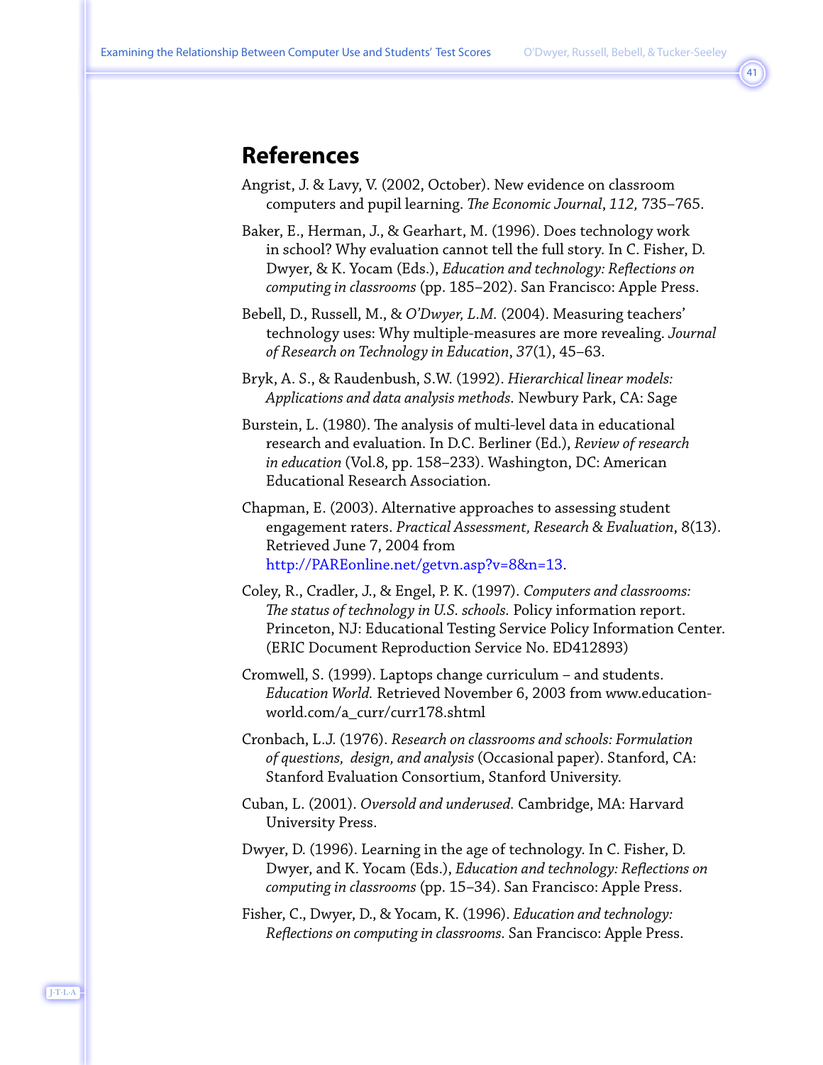## References

Angrist, J. & Lavy, V. (2002, October). New evidence on classroom computers and pupil learning. *The Economic Journal*, *112,* 735–765.

Baker, E., Herman, J., & Gearhart, M. (1996). Does technology work in school? Why evaluation cannot tell the full story. In C. Fisher, D. Dwyer, & K. Yocam (Eds.), *Education and technology: Reflections on computing in classrooms* (pp. 185–202). San Francisco: Apple Press.

Bebell, D., Russell, M., & *O'Dwyer, L.M.* (2004). Measuring teachers' technology uses: Why multiple-measures are more revealing. *Journal of Research on Technology in Education*, *37*(1), 45–63.

Bryk, A. S., & Raudenbush, S.W. (1992). *Hierarchical linear models: Applications and data analysis methods*. Newbury Park, CA: Sage

Burstein, L. (1980). The analysis of multi-level data in educational research and evaluation. In D.C. Berliner (Ed.), *Review of research in education* (Vol.8, pp. 158–233). Washington, DC: American Educational Research Association.

Chapman, E. (2003). Alternative approaches to assessing student engagement raters. *Practical Assessment, Research & Evaluation*, 8(13). Retrieved June 7, 2004 from http://PAREonline.net/getvn.asp?v=8&n=13.

Coley, R., Cradler, J., & Engel, P. K. (1997). *Computers and classrooms: The status of technology in U.S. schools.* Policy information report. Princeton, NJ: Educational Testing Service Policy Information Center. (ERIC Document Reproduction Service No. ED412893)

Cromwell, S. (1999). Laptops change curriculum – and students. *Education World.* Retrieved November 6, 2003 from www.education-world.com/a_curr/curr178.shtml

Cronbach, L.J. (1976). *Research on classrooms and schools: Formulation of questions, design, and analysis* (Occasional paper). Stanford, CA: Stanford Evaluation Consortium, Stanford University.

Cuban, L. (2001). *Oversold and underused*. Cambridge, MA: Harvard University Press.

Dwyer, D. (1996). Learning in the age of technology. In C. Fisher, D. Dwyer, and K. Yocam (Eds.), *Education and technology: Reflections on computing in classrooms* (pp. 15–34). San Francisco: Apple Press.

Fisher, C., Dwyer, D., & Yocam, K. (1996). *Education and technology: Reflections on computing in classrooms.* San Francisco: Apple Press.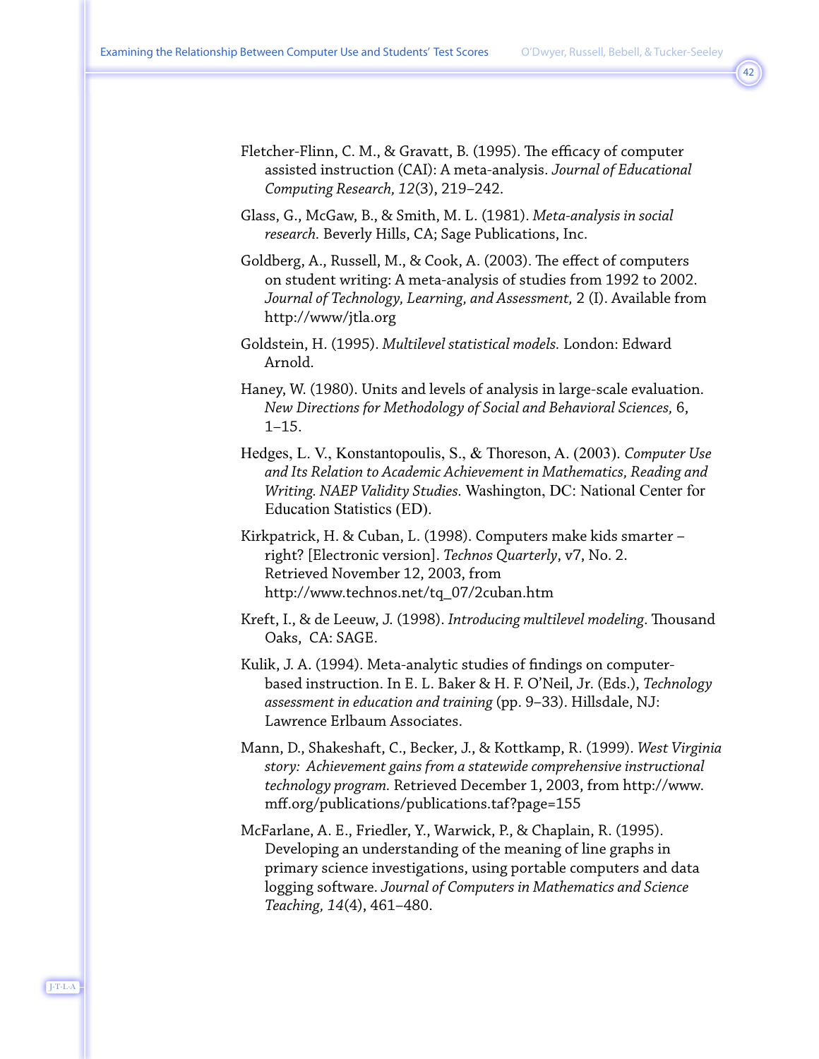Fletcher-Flinn, C. M., & Gravatt, B. (1995). The efficacy of computer assisted instruction (CAI): A meta-analysis. *Journal of Educational Computing Research, 12*(3), 219–242.

Glass, G., McGaw, B., & Smith, M. L. (1981). *Meta-analysis in social research.* Beverly Hills, CA; Sage Publications, Inc.

Goldberg, A., Russell, M., & Cook, A. (2003). The effect of computers on student writing: A meta-analysis of studies from 1992 to 2002. *Journal of Technology, Learning, and Assessment,* 2 (I). Available from http://www/jtla.org

Goldstein, H. (1995). *Multilevel statistical models.* London: Edward Arnold.

Haney, W. (1980). Units and levels of analysis in large-scale evaluation. *New Directions for Methodology of Social and Behavioral Sciences,* 6, 1–15.

Hedges, L. V., Konstantopoulis, S., & Thoreson, A. (2003). *Computer Use and Its Relation to Academic Achievement in Mathematics, Reading and Writing. NAEP Validity Studies.* Washington, DC: National Center for Education Statistics (ED).

Kirkpatrick, H. & Cuban, L. (1998). Computers make kids smarter – right? [Electronic version]. *Technos Quarterly*, v7, No. 2. Retrieved November 12, 2003, from http://www.technos.net/tq_07/2cuban.htm

Kreft, I., & de Leeuw, J. (1998). *Introducing multilevel modeling*. Thousand Oaks, CA: SAGE.

Kulik, J. A. (1994). Meta-analytic studies of findings on computer-based instruction. In E. L. Baker & H. F. O'Neil, Jr. (Eds.), *Technology assessment in education and training* (pp. 9–33). Hillsdale, NJ: Lawrence Erlbaum Associates.

Mann, D., Shakeshaft, C., Becker, J., & Kottkamp, R. (1999). *West Virginia story: Achievement gains from a statewide comprehensive instructional technology program.* Retrieved December 1, 2003, from http://www.mff.org/publications/publications.taf?page=155

McFarlane, A. E., Friedler, Y., Warwick, P., & Chaplain, R. (1995). Developing an understanding of the meaning of line graphs in primary science investigations, using portable computers and data logging software. *Journal of Computers in Mathematics and Science Teaching, 14*(4), 461–480.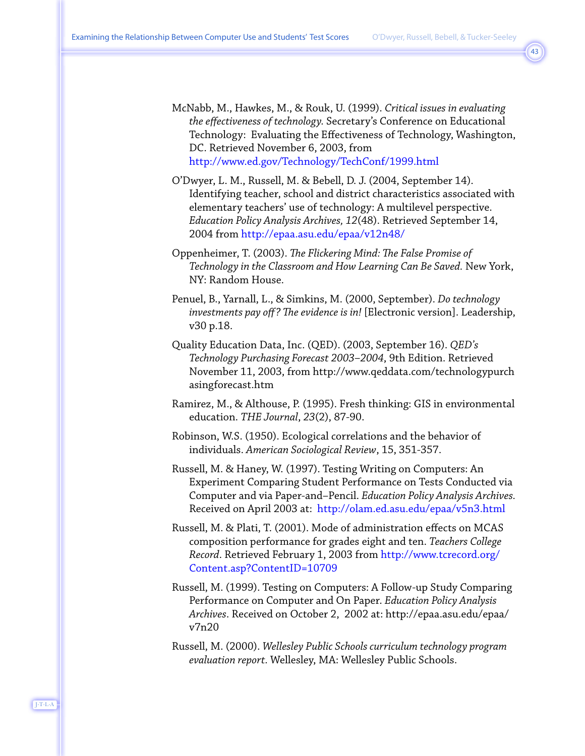McNabb, M., Hawkes, M., & Rouk, U. (1999). *Critical issues in evaluating the effectiveness of technology.* Secretary's Conference on Educational Technology: Evaluating the Effectiveness of Technology, Washington, DC. Retrieved November 6, 2003, from http://www.ed.gov/Technology/TechConf/1999.html

O'Dwyer, L. M., Russell, M. & Bebell, D. J. (2004, September 14). Identifying teacher, school and district characteristics associated with elementary teachers' use of technology: A multilevel perspective. *Education Policy Analysis Archives, 12*(48). Retrieved September 14, 2004 from http://epaa.asu.edu/epaa/v12n48/

Oppenheimer, T. (2003). *The Flickering Mind: The False Promise of Technology in the Classroom and How Learning Can Be Saved.* New York, NY: Random House.

Penuel, B., Yarnall, L., & Simkins, M. (2000, September). *Do technology investments pay off? The evidence is in!* [Electronic version]. Leadership, v30 p.18.

Quality Education Data, Inc. (QED). (2003, September 16). *QED's Technology Purchasing Forecast 2003–2004*, 9th Edition. Retrieved November 11, 2003, from http://www.qeddata.com/technologypurchasingforecast.htm

Ramirez, M., & Althouse, P. (1995). Fresh thinking: GIS in environmental education. *THE Journal*, *23*(2), 87-90.

Robinson, W.S. (1950). Ecological correlations and the behavior of individuals. *American Sociological Review*, 15, 351-357.

Russell, M. & Haney, W. (1997). Testing Writing on Computers: An Experiment Comparing Student Performance on Tests Conducted via Computer and via Paper-and–Pencil. *Education Policy Analysis Archives.* Received on April 2003 at: http://olam.ed.asu.edu/epaa/v5n3.html

Russell, M. & Plati, T. (2001). Mode of administration effects on MCAS composition performance for grades eight and ten. *Teachers College Record*. Retrieved February 1, 2003 from http://www.tcrecord.org/Content.asp?ContentID=10709

Russell, M. (1999). Testing on Computers: A Follow-up Study Comparing Performance on Computer and On Paper. *Education Policy Analysis Archives*. Received on October 2, 2002 at: http://epaa.asu.edu/epaa/v7n20

Russell, M. (2000). *Wellesley Public Schools curriculum technology program evaluation report*. Wellesley, MA: Wellesley Public Schools.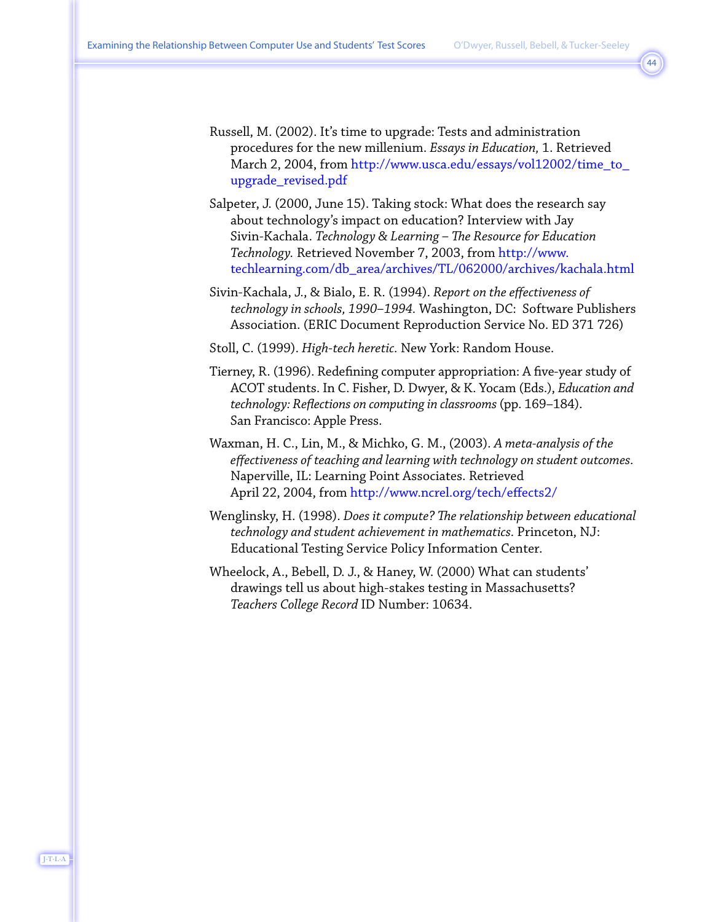Russell, M. (2002). It's time to upgrade: Tests and administration procedures for the new millenium. *Essays in Education,* 1. Retrieved March 2, 2004, from http://www.usca.edu/essays/vol12002/time_to_upgrade_revised.pdf

Salpeter, J. (2000, June 15). Taking stock: What does the research say about technology's impact on education? Interview with Jay Sivin-Kachala. *Technology & Learning – The Resource for Education Technology.* Retrieved November 7, 2003, from http://www.techlearning.com/db_area/archives/TL/062000/archives/kachala.html

Sivin-Kachala, J., & Bialo, E. R. (1994). *Report on the effectiveness of technology in schools, 1990–1994.* Washington, DC: Software Publishers Association. (ERIC Document Reproduction Service No. ED 371 726)

Stoll, C. (1999). *High-tech heretic.* New York: Random House.

Tierney, R. (1996). Redefining computer appropriation: A five-year study of ACOT students. In C. Fisher, D. Dwyer, & K. Yocam (Eds.), *Education and technology: Reflections on computing in classrooms* (pp. 169–184). San Francisco: Apple Press.

Waxman, H. C., Lin, M., & Michko, G. M., (2003). *A meta-analysis of the effectiveness of teaching and learning with technology on student outcomes.* Naperville, IL: Learning Point Associates. Retrieved April 22, 2004, from http://www.ncrel.org/tech/effects2/

Wenglinsky, H. (1998). *Does it compute? The relationship between educational technology and student achievement in mathematics.* Princeton, NJ: Educational Testing Service Policy Information Center.

Wheelock, A., Bebell, D. J., & Haney, W. (2000) What can students' drawings tell us about high-stakes testing in Massachusetts? *Teachers College Record* ID Number: 10634.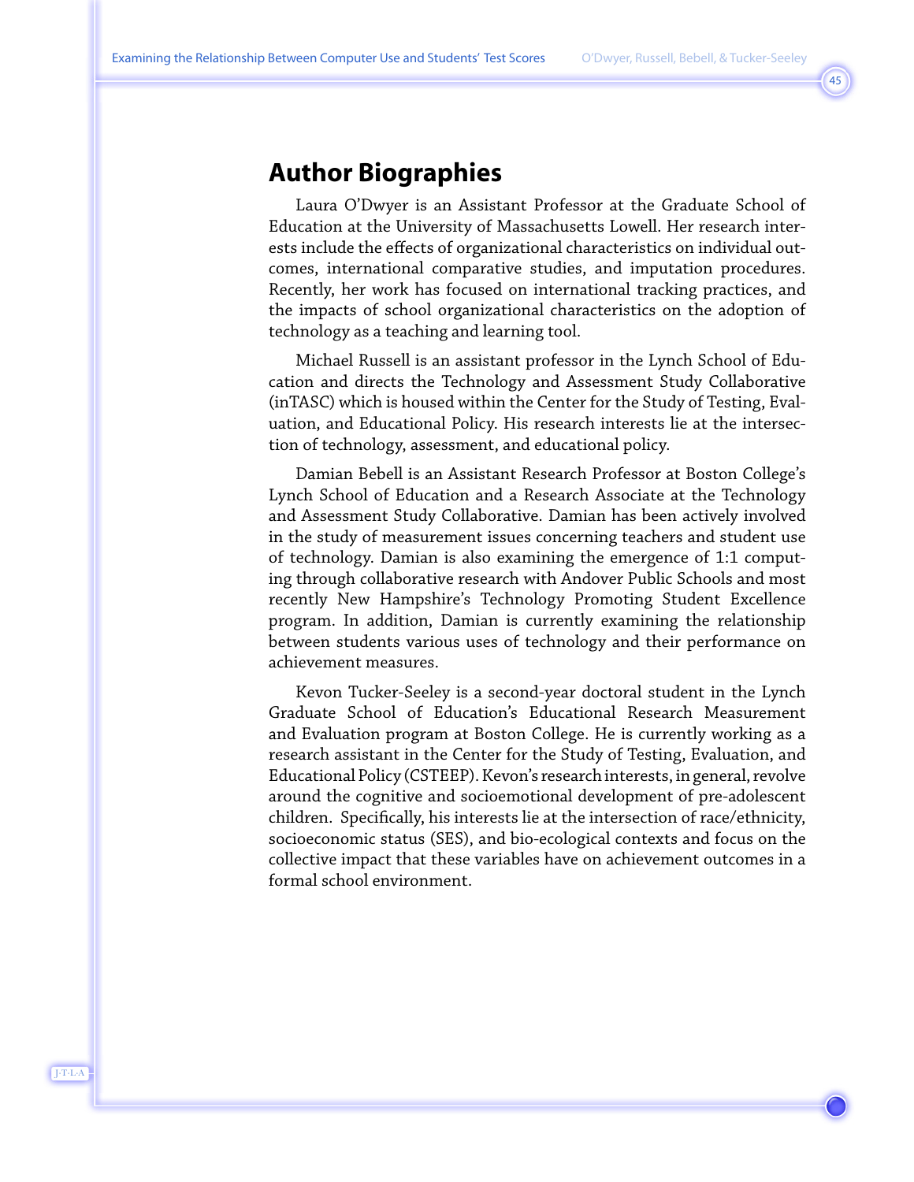## Author Biographies

Laura O'Dwyer is an Assistant Professor at the Graduate School of Education at the University of Massachusetts Lowell. Her research interests include the effects of organizational characteristics on individual outcomes, international comparative studies, and imputation procedures. Recently, her work has focused on international tracking practices, and the impacts of school organizational characteristics on the adoption of technology as a teaching and learning tool.

Michael Russell is an assistant professor in the Lynch School of Education and directs the Technology and Assessment Study Collaborative (inTASC) which is housed within the Center for the Study of Testing, Evaluation, and Educational Policy. His research interests lie at the intersection of technology, assessment, and educational policy.

Damian Bebell is an Assistant Research Professor at Boston College's Lynch School of Education and a Research Associate at the Technology and Assessment Study Collaborative. Damian has been actively involved in the study of measurement issues concerning teachers and student use of technology. Damian is also examining the emergence of 1:1 computing through collaborative research with Andover Public Schools and most recently New Hampshire's Technology Promoting Student Excellence program. In addition, Damian is currently examining the relationship between students various uses of technology and their performance on achievement measures.

Kevon Tucker-Seeley is a second-year doctoral student in the Lynch Graduate School of Education's Educational Research Measurement and Evaluation program at Boston College. He is currently working as a research assistant in the Center for the Study of Testing, Evaluation, and Educational Policy (CSTEEP). Kevon's research interests, in general, revolve around the cognitive and socioemotional development of pre-adolescent children. Specifically, his interests lie at the intersection of race/ethnicity, socioeconomic status (SES), and bio-ecological contexts and focus on the collective impact that these variables have on achievement outcomes in a formal school environment.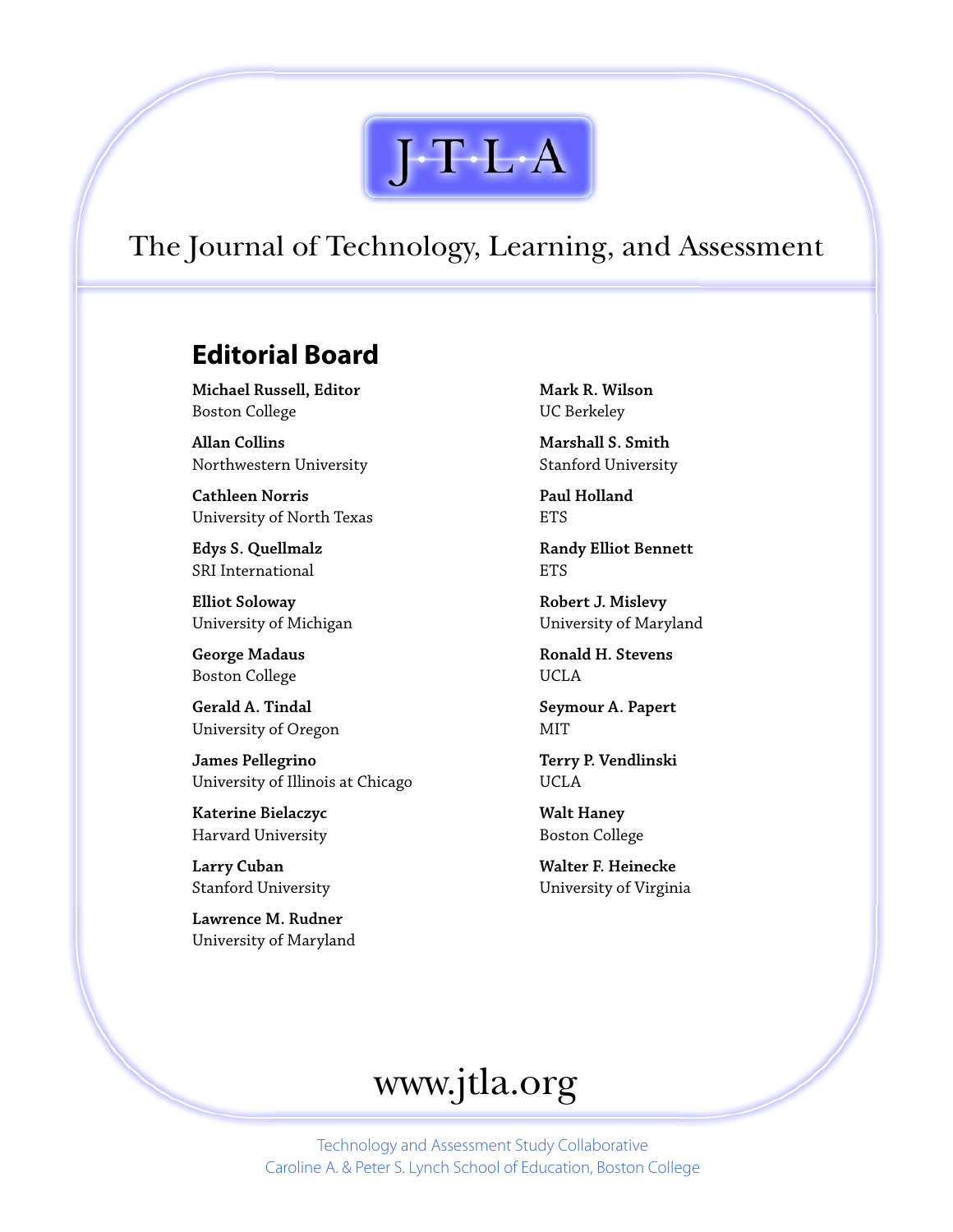J·T·L·A

The Journal of Technology, Learning, and Assessment

## Editorial Board

**Michael Russell, Editor**
Boston College

**Allan Collins**
Northwestern University

**Cathleen Norris**
University of North Texas

**Edys S. Quellmalz**
SRI International

**Elliot Soloway**
University of Michigan

**George Madaus**
Boston College

**Gerald A. Tindal**
University of Oregon

**James Pellegrino**
University of Illinois at Chicago

**Katerine Bielaczyc**
Harvard University

**Larry Cuban**
Stanford University

**Lawrence M. Rudner**
University of Maryland

**Mark R. Wilson**
UC Berkeley

**Marshall S. Smith**
Stanford University

**Paul Holland**
ETS

**Randy Elliot Bennett**
ETS

**Robert J. Mislevy**
University of Maryland

**Ronald H. Stevens**
UCLA

**Seymour A. Papert**
MIT

**Terry P. Vendlinski**
UCLA

**Walt Haney**
Boston College

**Walter F. Heinecke**
University of Virginia

www.jtla.org

Technology and Assessment Study Collaborative
Caroline A. & Peter S. Lynch School of Education, Boston College